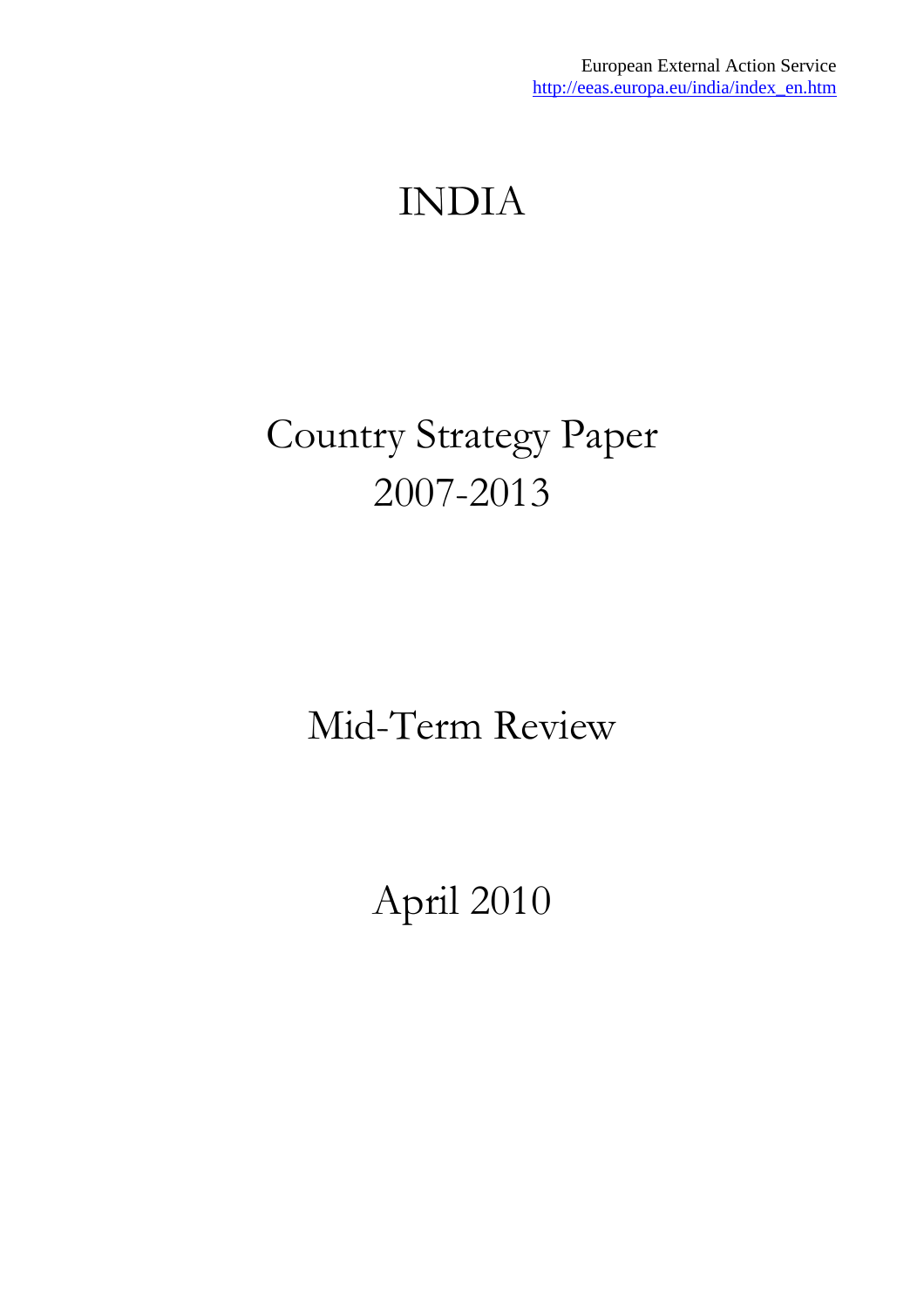European External Action Service
http://eeas.europa.eu/india/index_en.htm

# INDIA

# Country Strategy Paper 2007-2013

## Mid-Term Review

April 2010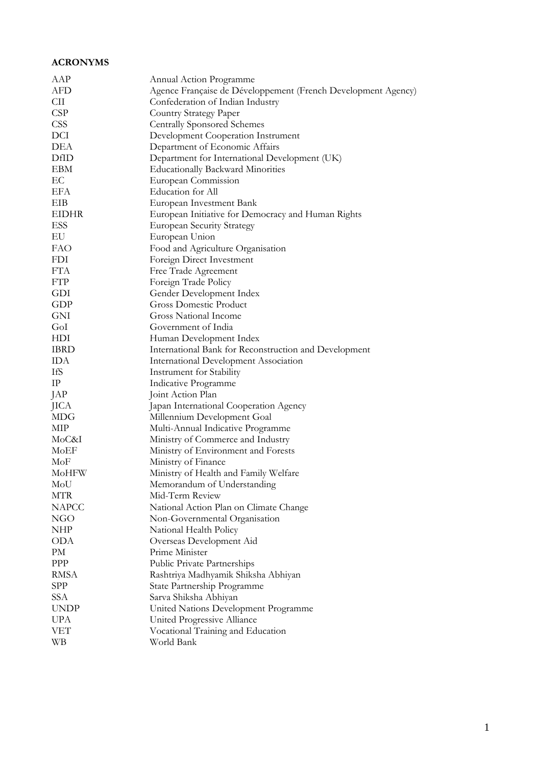**ACRONYMS**

| | |
|---|---|
| AAP | Annual Action Programme |
| AFD | Agence Française de Développement (French Development Agency) |
| CII | Confederation of Indian Industry |
| CSP | Country Strategy Paper |
| CSS | Centrally Sponsored Schemes |
| DCI | Development Cooperation Instrument |
| DEA | Department of Economic Affairs |
| DfID | Department for International Development (UK) |
| EBM | Educationally Backward Minorities |
| EC | European Commission |
| EFA | Education for All |
| EIB | European Investment Bank |
| EIDHR | European Initiative for Democracy and Human Rights |
| ESS | European Security Strategy |
| EU | European Union |
| FAO | Food and Agriculture Organisation |
| FDI | Foreign Direct Investment |
| FTA | Free Trade Agreement |
| FTP | Foreign Trade Policy |
| GDI | Gender Development Index |
| GDP | Gross Domestic Product |
| GNI | Gross National Income |
| GoI | Government of India |
| HDI | Human Development Index |
| IBRD | International Bank for Reconstruction and Development |
| IDA | International Development Association |
| IfS | Instrument for Stability |
| IP | Indicative Programme |
| JAP | Joint Action Plan |
| JICA | Japan International Cooperation Agency |
| MDG | Millennium Development Goal |
| MIP | Multi-Annual Indicative Programme |
| MoC&I | Ministry of Commerce and Industry |
| MoEF | Ministry of Environment and Forests |
| MoF | Ministry of Finance |
| MoHFW | Ministry of Health and Family Welfare |
| MoU | Memorandum of Understanding |
| MTR | Mid-Term Review |
| NAPCC | National Action Plan on Climate Change |
| NGO | Non-Governmental Organisation |
| NHP | National Health Policy |
| ODA | Overseas Development Aid |
| PM | Prime Minister |
| PPP | Public Private Partnerships |
| RMSA | Rashtriya Madhyamik Shiksha Abhiyan |
| SPP | State Partnership Programme |
| SSA | Sarva Shiksha Abhiyan |
| UNDP | United Nations Development Programme |
| UPA | United Progressive Alliance |
| VET | Vocational Training and Education |
| WB | World Bank |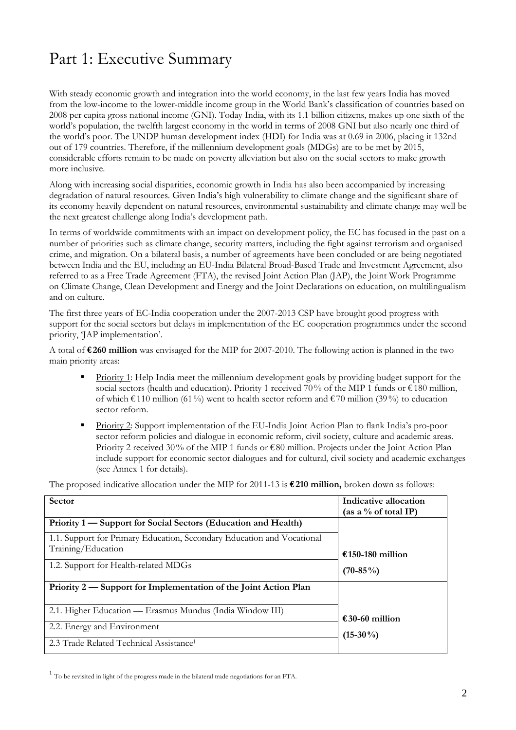# Part 1: Executive Summary

With steady economic growth and integration into the world economy, in the last few years India has moved from the low-income to the lower-middle income group in the World Bank's classification of countries based on 2008 per capita gross national income (GNI). Today India, with its 1.1 billion citizens, makes up one sixth of the world's population, the twelfth largest economy in the world in terms of 2008 GNI but also nearly one third of the world's poor. The UNDP human development index (HDI) for India was at 0.69 in 2006, placing it 132nd out of 179 countries. Therefore, if the millennium development goals (MDGs) are to be met by 2015, considerable efforts remain to be made on poverty alleviation but also on the social sectors to make growth more inclusive.

Along with increasing social disparities, economic growth in India has also been accompanied by increasing degradation of natural resources. Given India's high vulnerability to climate change and the significant share of its economy heavily dependent on natural resources, environmental sustainability and climate change may well be the next greatest challenge along India's development path.

In terms of worldwide commitments with an impact on development policy, the EC has focused in the past on a number of priorities such as climate change, security matters, including the fight against terrorism and organised crime, and migration. On a bilateral basis, a number of agreements have been concluded or are being negotiated between India and the EU, including an EU-India Bilateral Broad-Based Trade and Investment Agreement, also referred to as a Free Trade Agreement (FTA), the revised Joint Action Plan (JAP), the Joint Work Programme on Climate Change, Clean Development and Energy and the Joint Declarations on education, on multilingualism and on culture.

The first three years of EC-India cooperation under the 2007-2013 CSP have brought good progress with support for the social sectors but delays in implementation of the EC cooperation programmes under the second priority, 'JAP implementation'.

A total of **€260 million** was envisaged for the MIP for 2007-2010. The following action is planned in the two main priority areas:

- Priority 1: Help India meet the millennium development goals by providing budget support for the social sectors (health and education). Priority 1 received 70% of the MIP 1 funds or €180 million, of which €110 million (61%) went to health sector reform and €70 million (39%) to education sector reform.
- Priority 2: Support implementation of the EU-India Joint Action Plan to flank India's pro-poor sector reform policies and dialogue in economic reform, civil society, culture and academic areas. Priority 2 received 30% of the MIP 1 funds or €80 million. Projects under the Joint Action Plan include support for economic sector dialogues and for cultural, civil society and academic exchanges (see Annex 1 for details).

The proposed indicative allocation under the MIP for 2011-13 is **€210 million,** broken down as follows:

| **Sector** | **Indicative allocation (as a % of total IP)** |
|---|---|
| **Priority 1 — Support for Social Sectors (Education and Health)** | **€150-180 million (70-85%)** |
| 1.1. Support for Primary Education, Secondary Education and Vocational Training/Education | |
| 1.2. Support for Health-related MDGs | |
| **Priority 2 — Support for Implementation of the Joint Action Plan** | **€30-60 million (15-30%)** |
| 2.1. Higher Education — Erasmus Mundus (India Window III) | |
| 2.2. Energy and Environment | |
| 2.3 Trade Related Technical Assistance[1] | |

[1] To be revisited in light of the progress made in the bilateral trade negotiations for an FTA.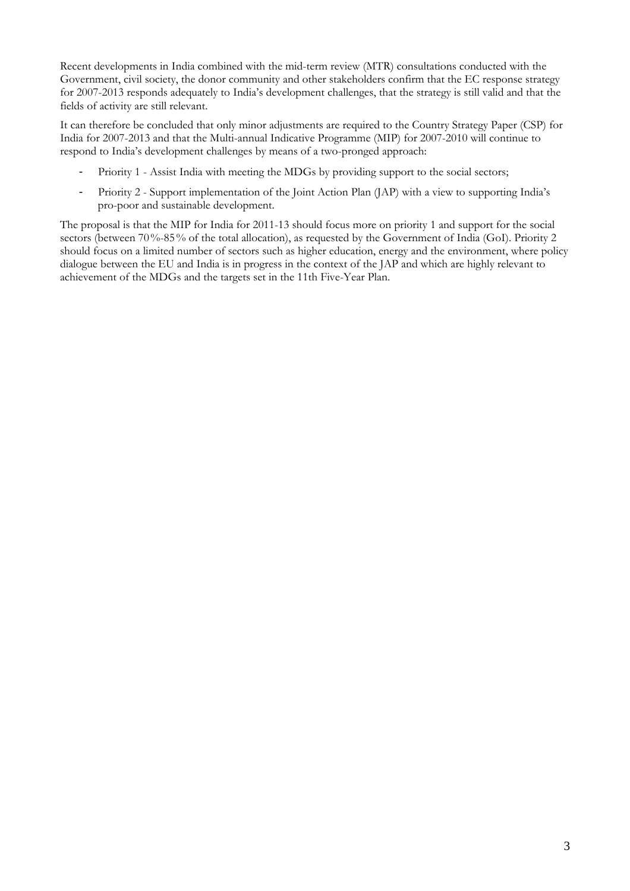Recent developments in India combined with the mid-term review (MTR) consultations conducted with the Government, civil society, the donor community and other stakeholders confirm that the EC response strategy for 2007-2013 responds adequately to India's development challenges, that the strategy is still valid and that the fields of activity are still relevant.

It can therefore be concluded that only minor adjustments are required to the Country Strategy Paper (CSP) for India for 2007-2013 and that the Multi-annual Indicative Programme (MIP) for 2007-2010 will continue to respond to India's development challenges by means of a two-pronged approach:

- Priority 1 - Assist India with meeting the MDGs by providing support to the social sectors;
- Priority 2 - Support implementation of the Joint Action Plan (JAP) with a view to supporting India's pro-poor and sustainable development.

The proposal is that the MIP for India for 2011-13 should focus more on priority 1 and support for the social sectors (between 70%-85% of the total allocation), as requested by the Government of India (GoI). Priority 2 should focus on a limited number of sectors such as higher education, energy and the environment, where policy dialogue between the EU and India is in progress in the context of the JAP and which are highly relevant to achievement of the MDGs and the targets set in the 11th Five-Year Plan.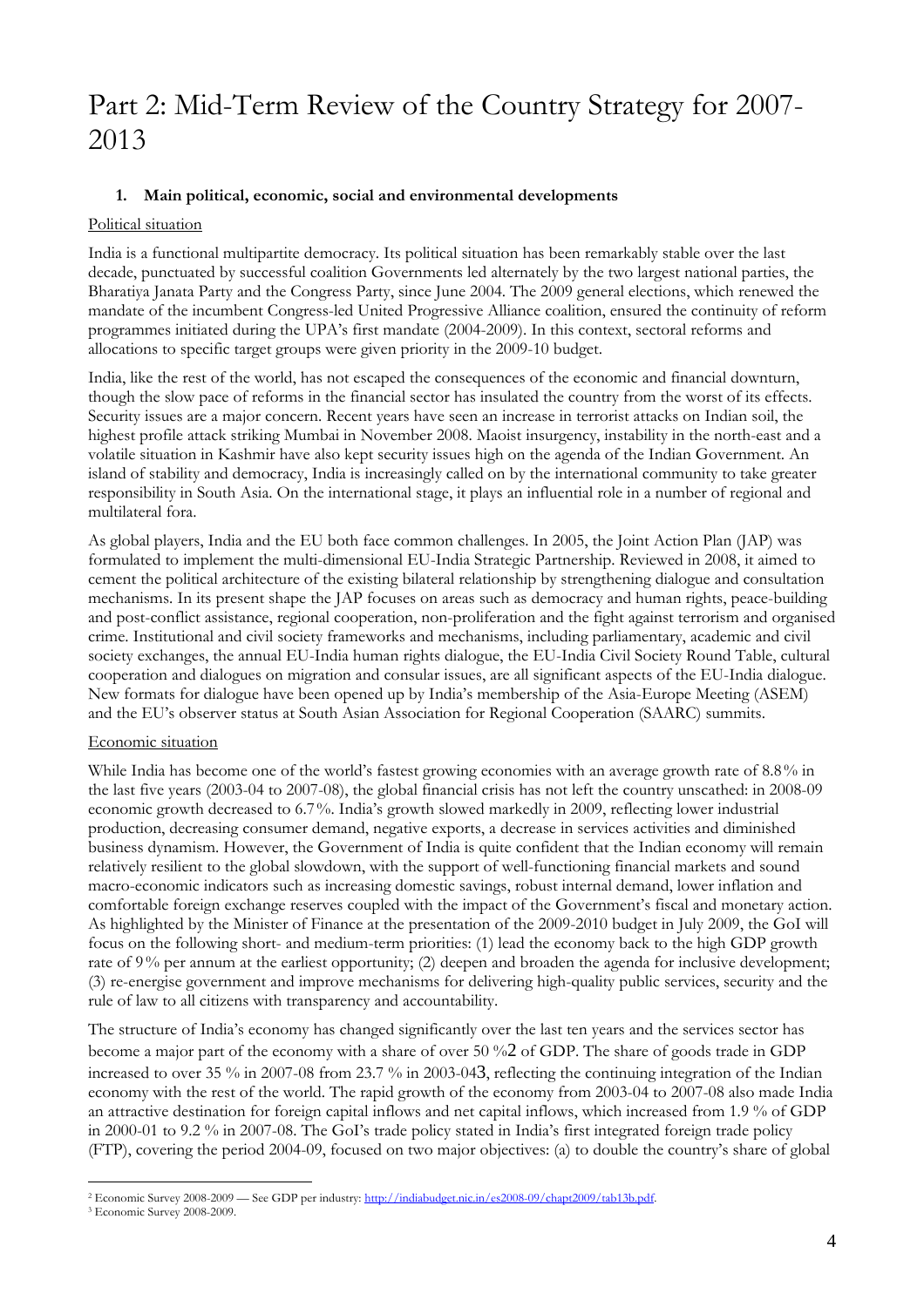# Part 2: Mid-Term Review of the Country Strategy for 2007-2013

## 1. Main political, economic, social and environmental developments

Political situation

India is a functional multipartite democracy. Its political situation has been remarkably stable over the last decade, punctuated by successful coalition Governments led alternately by the two largest national parties, the Bharatiya Janata Party and the Congress Party, since June 2004. The 2009 general elections, which renewed the mandate of the incumbent Congress-led United Progressive Alliance coalition, ensured the continuity of reform programmes initiated during the UPA's first mandate (2004-2009). In this context, sectoral reforms and allocations to specific target groups were given priority in the 2009-10 budget.

India, like the rest of the world, has not escaped the consequences of the economic and financial downturn, though the slow pace of reforms in the financial sector has insulated the country from the worst of its effects. Security issues are a major concern. Recent years have seen an increase in terrorist attacks on Indian soil, the highest profile attack striking Mumbai in November 2008. Maoist insurgency, instability in the north-east and a volatile situation in Kashmir have also kept security issues high on the agenda of the Indian Government. An island of stability and democracy, India is increasingly called on by the international community to take greater responsibility in South Asia. On the international stage, it plays an influential role in a number of regional and multilateral fora.

As global players, India and the EU both face common challenges. In 2005, the Joint Action Plan (JAP) was formulated to implement the multi-dimensional EU-India Strategic Partnership. Reviewed in 2008, it aimed to cement the political architecture of the existing bilateral relationship by strengthening dialogue and consultation mechanisms. In its present shape the JAP focuses on areas such as democracy and human rights, peace-building and post-conflict assistance, regional cooperation, non-proliferation and the fight against terrorism and organised crime. Institutional and civil society frameworks and mechanisms, including parliamentary, academic and civil society exchanges, the annual EU-India human rights dialogue, the EU-India Civil Society Round Table, cultural cooperation and dialogues on migration and consular issues, are all significant aspects of the EU-India dialogue. New formats for dialogue have been opened up by India's membership of the Asia-Europe Meeting (ASEM) and the EU's observer status at South Asian Association for Regional Cooperation (SAARC) summits.

Economic situation

While India has become one of the world's fastest growing economies with an average growth rate of 8.8% in the last five years (2003-04 to 2007-08), the global financial crisis has not left the country unscathed: in 2008-09 economic growth decreased to 6.7%. India's growth slowed markedly in 2009, reflecting lower industrial production, decreasing consumer demand, negative exports, a decrease in services activities and diminished business dynamism. However, the Government of India is quite confident that the Indian economy will remain relatively resilient to the global slowdown, with the support of well-functioning financial markets and sound macro-economic indicators such as increasing domestic savings, robust internal demand, lower inflation and comfortable foreign exchange reserves coupled with the impact of the Government's fiscal and monetary action. As highlighted by the Minister of Finance at the presentation of the 2009-2010 budget in July 2009, the GoI will focus on the following short- and medium-term priorities: (1) lead the economy back to the high GDP growth rate of 9% per annum at the earliest opportunity; (2) deepen and broaden the agenda for inclusive development; (3) re-energise government and improve mechanisms for delivering high-quality public services, security and the rule of law to all citizens with transparency and accountability.

The structure of India's economy has changed significantly over the last ten years and the services sector has become a major part of the economy with a share of over 50 %[2] of GDP. The share of goods trade in GDP increased to over 35 % in 2007-08 from 23.7 % in 2003-04[3], reflecting the continuing integration of the Indian economy with the rest of the world. The rapid growth of the economy from 2003-04 to 2007-08 also made India an attractive destination for foreign capital inflows and net capital inflows, which increased from 1.9 % of GDP in 2000-01 to 9.2 % in 2007-08. The GoI's trade policy stated in India's first integrated foreign trade policy (FTP), covering the period 2004-09, focused on two major objectives: (a) to double the country's share of global

---

[2] Economic Survey 2008-2009 — See GDP per industry: http://indiabudget.nic.in/es2008-09/chapt2009/tab13b.pdf.

[3] Economic Survey 2008-2009.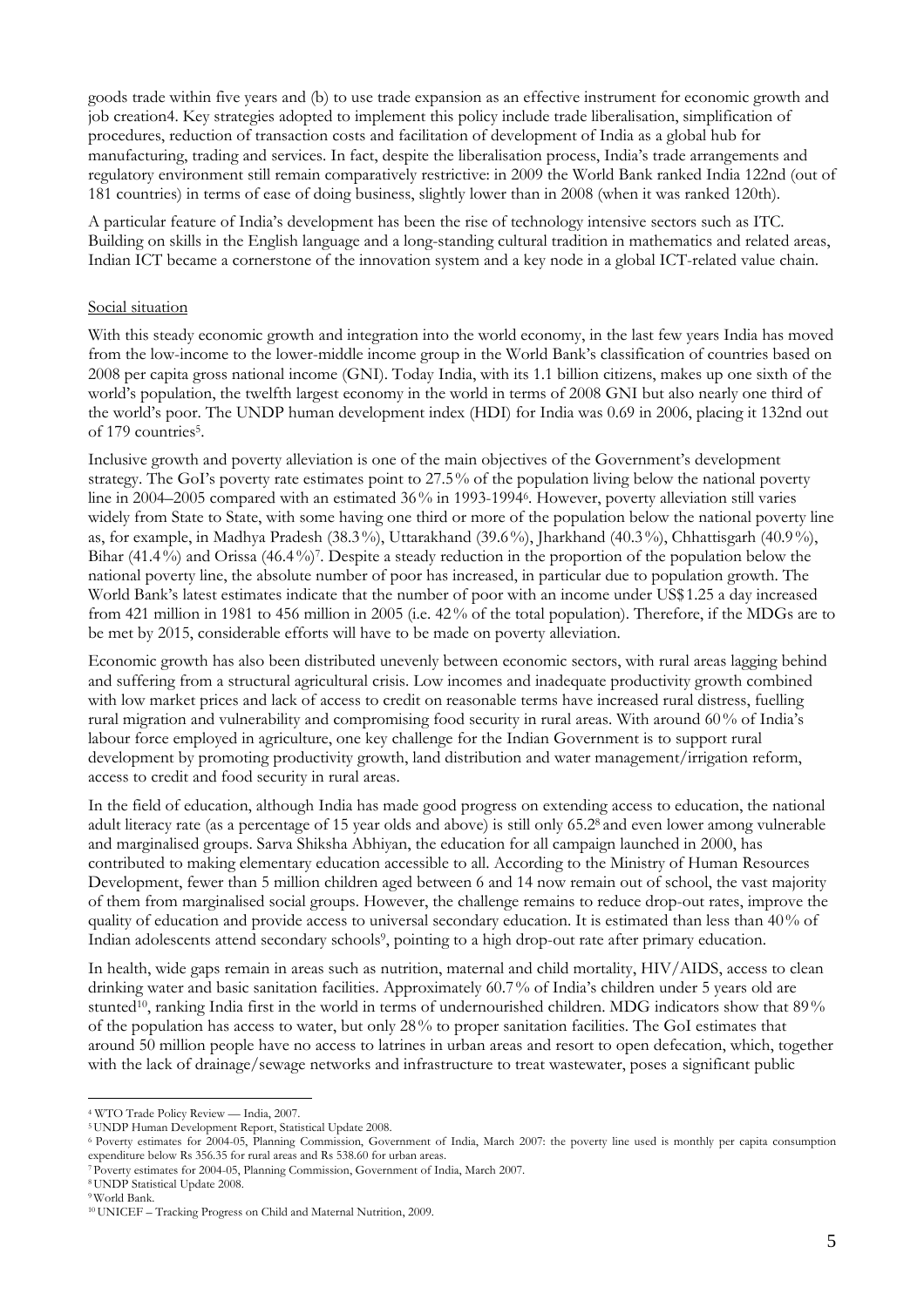goods trade within five years and (b) to use trade expansion as an effective instrument for economic growth and job creation4. Key strategies adopted to implement this policy include trade liberalisation, simplification of procedures, reduction of transaction costs and facilitation of development of India as a global hub for manufacturing, trading and services. In fact, despite the liberalisation process, India's trade arrangements and regulatory environment still remain comparatively restrictive: in 2009 the World Bank ranked India 122nd (out of 181 countries) in terms of ease of doing business, slightly lower than in 2008 (when it was ranked 120th).

A particular feature of India's development has been the rise of technology intensive sectors such as ITC. Building on skills in the English language and a long-standing cultural tradition in mathematics and related areas, Indian ICT became a cornerstone of the innovation system and a key node in a global ICT-related value chain.

Social situation

With this steady economic growth and integration into the world economy, in the last few years India has moved from the low-income to the lower-middle income group in the World Bank's classification of countries based on 2008 per capita gross national income (GNI). Today India, with its 1.1 billion citizens, makes up one sixth of the world's population, the twelfth largest economy in the world in terms of 2008 GNI but also nearly one third of the world's poor. The UNDP human development index (HDI) for India was 0.69 in 2006, placing it 132nd out of 179 countries[5].

Inclusive growth and poverty alleviation is one of the main objectives of the Government's development strategy. The GoI's poverty rate estimates point to 27.5% of the population living below the national poverty line in 2004–2005 compared with an estimated 36% in 1993-1994[6]. However, poverty alleviation still varies widely from State to State, with some having one third or more of the population below the national poverty line as, for example, in Madhya Pradesh (38.3%), Uttarakhand (39.6%), Jharkhand (40.3%), Chhattisgarh (40.9%), Bihar (41.4%) and Orissa (46.4%)[7]. Despite a steady reduction in the proportion of the population below the national poverty line, the absolute number of poor has increased, in particular due to population growth. The World Bank's latest estimates indicate that the number of poor with an income under US$1.25 a day increased from 421 million in 1981 to 456 million in 2005 (i.e. 42% of the total population). Therefore, if the MDGs are to be met by 2015, considerable efforts will have to be made on poverty alleviation.

Economic growth has also been distributed unevenly between economic sectors, with rural areas lagging behind and suffering from a structural agricultural crisis. Low incomes and inadequate productivity growth combined with low market prices and lack of access to credit on reasonable terms have increased rural distress, fuelling rural migration and vulnerability and compromising food security in rural areas. With around 60% of India's labour force employed in agriculture, one key challenge for the Indian Government is to support rural development by promoting productivity growth, land distribution and water management/irrigation reform, access to credit and food security in rural areas.

In the field of education, although India has made good progress on extending access to education, the national adult literacy rate (as a percentage of 15 year olds and above) is still only 65.2[8] and even lower among vulnerable and marginalised groups. Sarva Shiksha Abhiyan, the education for all campaign launched in 2000, has contributed to making elementary education accessible to all. According to the Ministry of Human Resources Development, fewer than 5 million children aged between 6 and 14 now remain out of school, the vast majority of them from marginalised social groups. However, the challenge remains to reduce drop-out rates, improve the quality of education and provide access to universal secondary education. It is estimated than less than 40% of Indian adolescents attend secondary schools[9], pointing to a high drop-out rate after primary education.

In health, wide gaps remain in areas such as nutrition, maternal and child mortality, HIV/AIDS, access to clean drinking water and basic sanitation facilities. Approximately 60.7% of India's children under 5 years old are stunted[10], ranking India first in the world in terms of undernourished children. MDG indicators show that 89% of the population has access to water, but only 28% to proper sanitation facilities. The GoI estimates that around 50 million people have no access to latrines in urban areas and resort to open defecation, which, together with the lack of drainage/sewage networks and infrastructure to treat wastewater, poses a significant public

---

[4] WTO Trade Policy Review — India, 2007.

[5] UNDP Human Development Report, Statistical Update 2008.

[6] Poverty estimates for 2004-05, Planning Commission, Government of India, March 2007: the poverty line used is monthly per capita consumption expenditure below Rs 356.35 for rural areas and Rs 538.60 for urban areas.

[7] Poverty estimates for 2004-05, Planning Commission, Government of India, March 2007.

[8] UNDP Statistical Update 2008.

[9] World Bank.

[10] UNICEF – Tracking Progress on Child and Maternal Nutrition, 2009.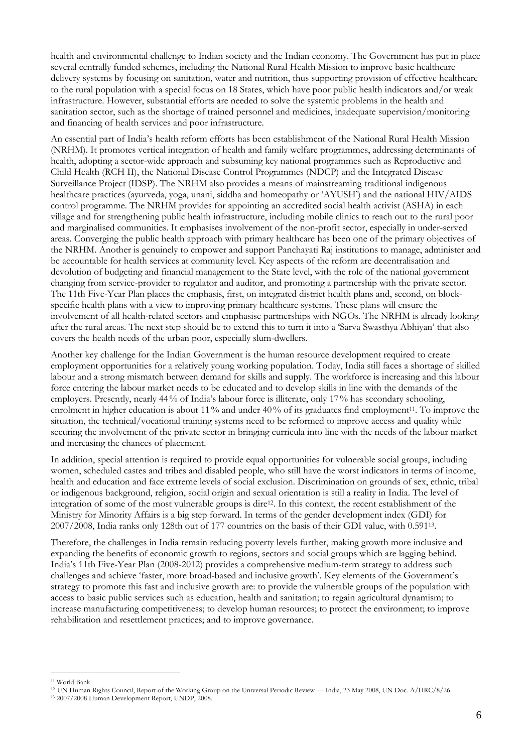health and environmental challenge to Indian society and the Indian economy. The Government has put in place several centrally funded schemes, including the National Rural Health Mission to improve basic healthcare delivery systems by focusing on sanitation, water and nutrition, thus supporting provision of effective healthcare to the rural population with a special focus on 18 States, which have poor public health indicators and/or weak infrastructure. However, substantial efforts are needed to solve the systemic problems in the health and sanitation sector, such as the shortage of trained personnel and medicines, inadequate supervision/monitoring and financing of health services and poor infrastructure.

An essential part of India's health reform efforts has been establishment of the National Rural Health Mission (NRHM). It promotes vertical integration of health and family welfare programmes, addressing determinants of health, adopting a sector-wide approach and subsuming key national programmes such as Reproductive and Child Health (RCH II), the National Disease Control Programmes (NDCP) and the Integrated Disease Surveillance Project (IDSP). The NRHM also provides a means of mainstreaming traditional indigenous healthcare practices (ayurveda, yoga, unani, siddha and homeopathy or 'AYUSH') and the national HIV/AIDS control programme. The NRHM provides for appointing an accredited social health activist (ASHA) in each village and for strengthening public health infrastructure, including mobile clinics to reach out to the rural poor and marginalised communities. It emphasises involvement of the non-profit sector, especially in under-served areas. Converging the public health approach with primary healthcare has been one of the primary objectives of the NRHM. Another is genuinely to empower and support Panchayati Raj institutions to manage, administer and be accountable for health services at community level. Key aspects of the reform are decentralisation and devolution of budgeting and financial management to the State level, with the role of the national government changing from service-provider to regulator and auditor, and promoting a partnership with the private sector. The 11th Five-Year Plan places the emphasis, first, on integrated district health plans and, second, on block-specific health plans with a view to improving primary healthcare systems. These plans will ensure the involvement of all health-related sectors and emphasise partnerships with NGOs. The NRHM is already looking after the rural areas. The next step should be to extend this to turn it into a 'Sarva Swasthya Abhiyan' that also covers the health needs of the urban poor, especially slum-dwellers.

Another key challenge for the Indian Government is the human resource development required to create employment opportunities for a relatively young working population. Today, India still faces a shortage of skilled labour and a strong mismatch between demand for skills and supply. The workforce is increasing and this labour force entering the labour market needs to be educated and to develop skills in line with the demands of the employers. Presently, nearly 44% of India's labour force is illiterate, only 17% has secondary schooling, enrolment in higher education is about 11% and under 40% of its graduates find employment[11]. To improve the situation, the technical/vocational training systems need to be reformed to improve access and quality while securing the involvement of the private sector in bringing curricula into line with the needs of the labour market and increasing the chances of placement.

In addition, special attention is required to provide equal opportunities for vulnerable social groups, including women, scheduled castes and tribes and disabled people, who still have the worst indicators in terms of income, health and education and face extreme levels of social exclusion. Discrimination on grounds of sex, ethnic, tribal or indigenous background, religion, social origin and sexual orientation is still a reality in India. The level of integration of some of the most vulnerable groups is dire[12]. In this context, the recent establishment of the Ministry for Minority Affairs is a big step forward. In terms of the gender development index (GDI) for 2007/2008, India ranks only 128th out of 177 countries on the basis of their GDI value, with 0.591[13].

Therefore, the challenges in India remain reducing poverty levels further, making growth more inclusive and expanding the benefits of economic growth to regions, sectors and social groups which are lagging behind. India's 11th Five-Year Plan (2008-2012) provides a comprehensive medium-term strategy to address such challenges and achieve 'faster, more broad-based and inclusive growth'. Key elements of the Government's strategy to promote this fast and inclusive growth are: to provide the vulnerable groups of the population with access to basic public services such as education, health and sanitation; to regain agricultural dynamism; to increase manufacturing competitiveness; to develop human resources; to protect the environment; to improve rehabilitation and resettlement practices; and to improve governance.

---

[11] World Bank.

[12] UN Human Rights Council, Report of the Working Group on the Universal Periodic Review — India, 23 May 2008, UN Doc. A/HRC/8/26.

[13] 2007/2008 Human Development Report, UNDP, 2008.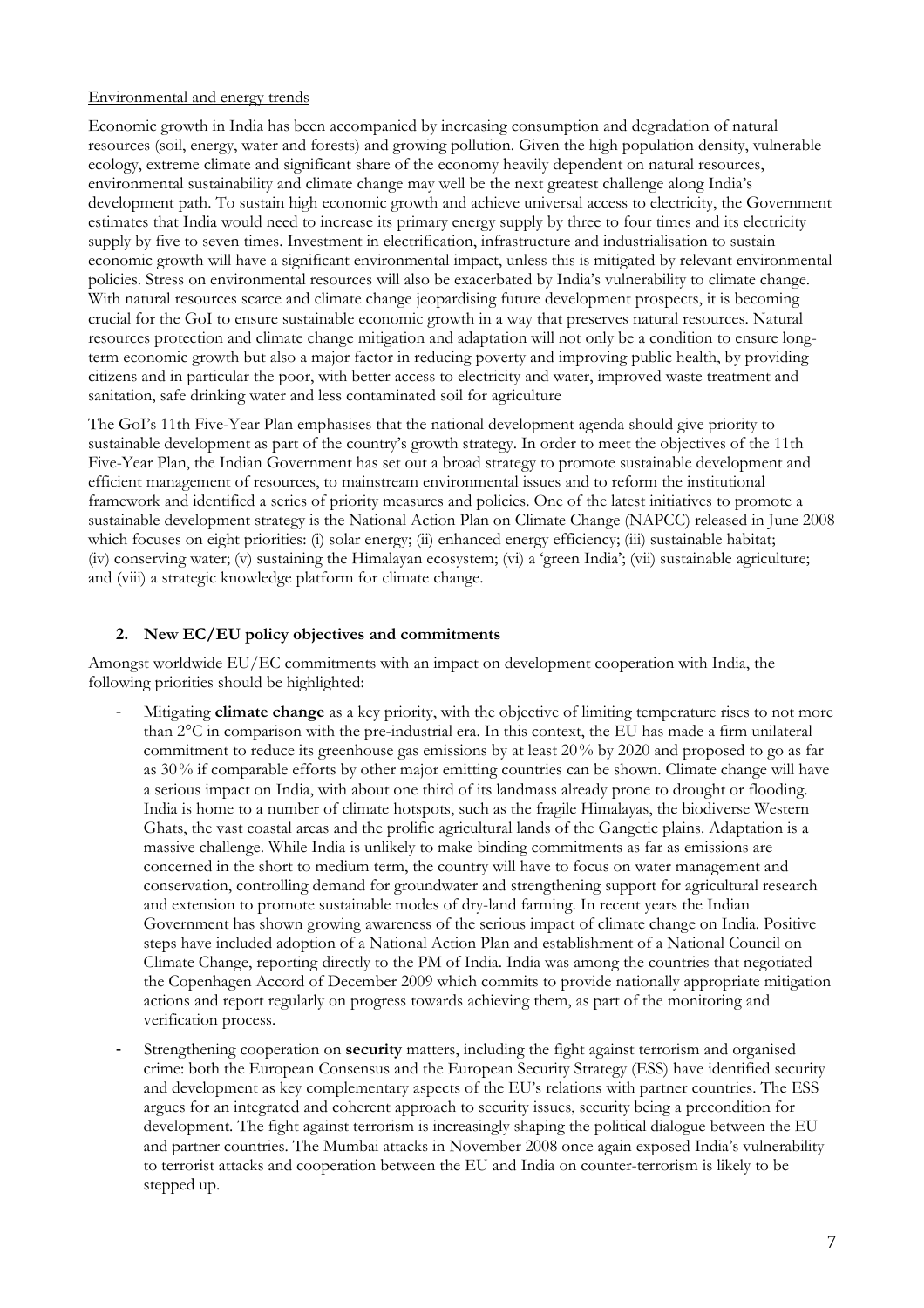Environmental and energy trends

Economic growth in India has been accompanied by increasing consumption and degradation of natural resources (soil, energy, water and forests) and growing pollution. Given the high population density, vulnerable ecology, extreme climate and significant share of the economy heavily dependent on natural resources, environmental sustainability and climate change may well be the next greatest challenge along India's development path. To sustain high economic growth and achieve universal access to electricity, the Government estimates that India would need to increase its primary energy supply by three to four times and its electricity supply by five to seven times. Investment in electrification, infrastructure and industrialisation to sustain economic growth will have a significant environmental impact, unless this is mitigated by relevant environmental policies. Stress on environmental resources will also be exacerbated by India's vulnerability to climate change. With natural resources scarce and climate change jeopardising future development prospects, it is becoming crucial for the GoI to ensure sustainable economic growth in a way that preserves natural resources. Natural resources protection and climate change mitigation and adaptation will not only be a condition to ensure long-term economic growth but also a major factor in reducing poverty and improving public health, by providing citizens and in particular the poor, with better access to electricity and water, improved waste treatment and sanitation, safe drinking water and less contaminated soil for agriculture

The GoI's 11th Five-Year Plan emphasises that the national development agenda should give priority to sustainable development as part of the country's growth strategy. In order to meet the objectives of the 11th Five-Year Plan, the Indian Government has set out a broad strategy to promote sustainable development and efficient management of resources, to mainstream environmental issues and to reform the institutional framework and identified a series of priority measures and policies. One of the latest initiatives to promote a sustainable development strategy is the National Action Plan on Climate Change (NAPCC) released in June 2008 which focuses on eight priorities: (i) solar energy; (ii) enhanced energy efficiency; (iii) sustainable habitat; (iv) conserving water; (v) sustaining the Himalayan ecosystem; (vi) a 'green India'; (vii) sustainable agriculture; and (viii) a strategic knowledge platform for climate change.

## 2. New EC/EU policy objectives and commitments

Amongst worldwide EU/EC commitments with an impact on development cooperation with India, the following priorities should be highlighted:

- Mitigating **climate change** as a key priority, with the objective of limiting temperature rises to not more than 2°C in comparison with the pre-industrial era. In this context, the EU has made a firm unilateral commitment to reduce its greenhouse gas emissions by at least 20% by 2020 and proposed to go as far as 30% if comparable efforts by other major emitting countries can be shown. Climate change will have a serious impact on India, with about one third of its landmass already prone to drought or flooding. India is home to a number of climate hotspots, such as the fragile Himalayas, the biodiverse Western Ghats, the vast coastal areas and the prolific agricultural lands of the Gangetic plains. Adaptation is a massive challenge. While India is unlikely to make binding commitments as far as emissions are concerned in the short to medium term, the country will have to focus on water management and conservation, controlling demand for groundwater and strengthening support for agricultural research and extension to promote sustainable modes of dry-land farming. In recent years the Indian Government has shown growing awareness of the serious impact of climate change on India. Positive steps have included adoption of a National Action Plan and establishment of a National Council on Climate Change, reporting directly to the PM of India. India was among the countries that negotiated the Copenhagen Accord of December 2009 which commits to provide nationally appropriate mitigation actions and report regularly on progress towards achieving them, as part of the monitoring and verification process.
- Strengthening cooperation on **security** matters, including the fight against terrorism and organised crime: both the European Consensus and the European Security Strategy (ESS) have identified security and development as key complementary aspects of the EU's relations with partner countries. The ESS argues for an integrated and coherent approach to security issues, security being a precondition for development. The fight against terrorism is increasingly shaping the political dialogue between the EU and partner countries. The Mumbai attacks in November 2008 once again exposed India's vulnerability to terrorist attacks and cooperation between the EU and India on counter-terrorism is likely to be stepped up.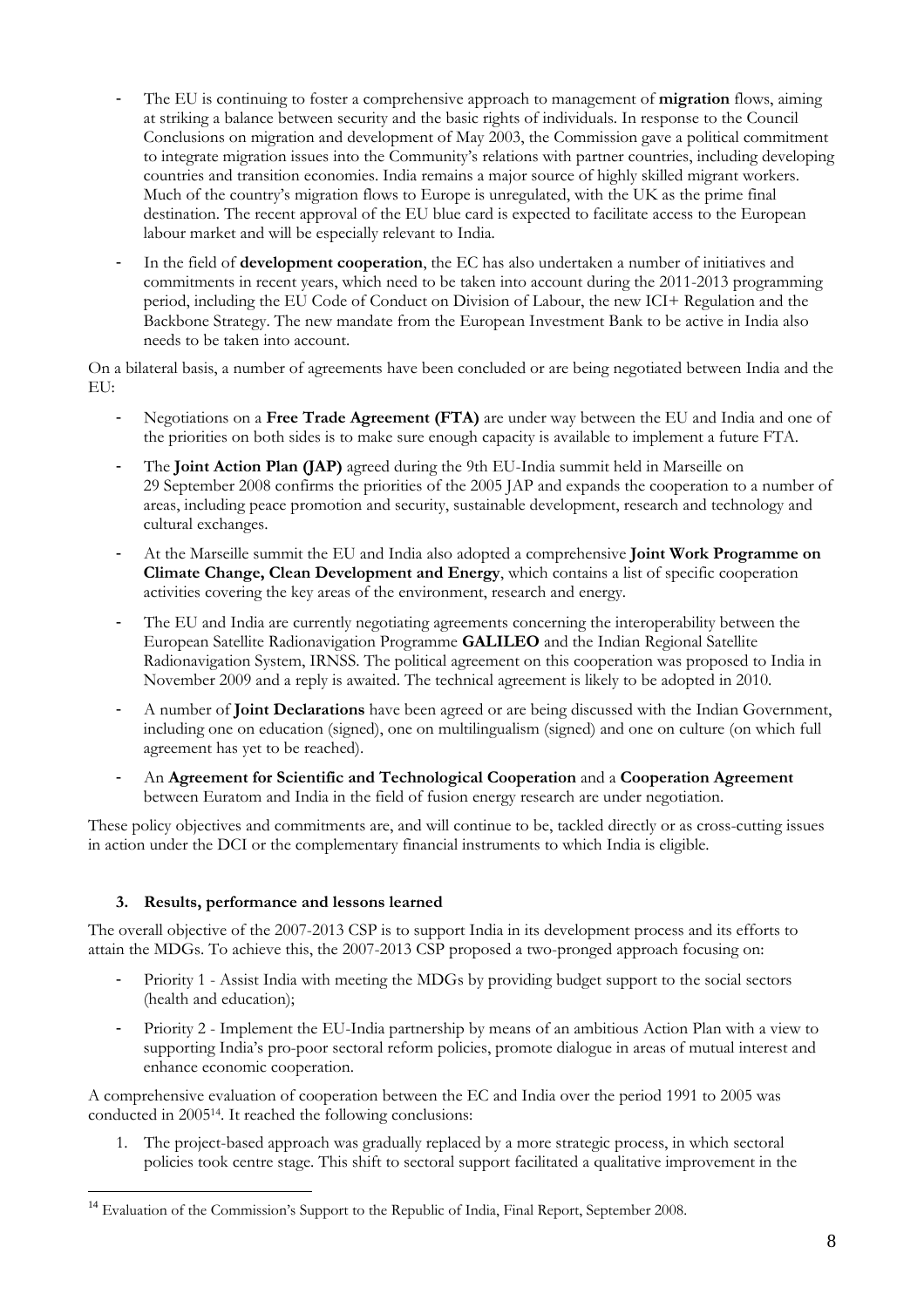- The EU is continuing to foster a comprehensive approach to management of **migration** flows, aiming at striking a balance between security and the basic rights of individuals. In response to the Council Conclusions on migration and development of May 2003, the Commission gave a political commitment to integrate migration issues into the Community's relations with partner countries, including developing countries and transition economies. India remains a major source of highly skilled migrant workers. Much of the country's migration flows to Europe is unregulated, with the UK as the prime final destination. The recent approval of the EU blue card is expected to facilitate access to the European labour market and will be especially relevant to India.
- In the field of **development cooperation**, the EC has also undertaken a number of initiatives and commitments in recent years, which need to be taken into account during the 2011-2013 programming period, including the EU Code of Conduct on Division of Labour, the new ICI+ Regulation and the Backbone Strategy. The new mandate from the European Investment Bank to be active in India also needs to be taken into account.

On a bilateral basis, a number of agreements have been concluded or are being negotiated between India and the EU:

- Negotiations on a **Free Trade Agreement (FTA)** are under way between the EU and India and one of the priorities on both sides is to make sure enough capacity is available to implement a future FTA.
- The **Joint Action Plan (JAP)** agreed during the 9th EU-India summit held in Marseille on 29 September 2008 confirms the priorities of the 2005 JAP and expands the cooperation to a number of areas, including peace promotion and security, sustainable development, research and technology and cultural exchanges.
- At the Marseille summit the EU and India also adopted a comprehensive **Joint Work Programme on Climate Change, Clean Development and Energy**, which contains a list of specific cooperation activities covering the key areas of the environment, research and energy.
- The EU and India are currently negotiating agreements concerning the interoperability between the European Satellite Radionavigation Programme **GALILEO** and the Indian Regional Satellite Radionavigation System, IRNSS. The political agreement on this cooperation was proposed to India in November 2009 and a reply is awaited. The technical agreement is likely to be adopted in 2010.
- A number of **Joint Declarations** have been agreed or are being discussed with the Indian Government, including one on education (signed), one on multilingualism (signed) and one on culture (on which full agreement has yet to be reached).
- An **Agreement for Scientific and Technological Cooperation** and a **Cooperation Agreement** between Euratom and India in the field of fusion energy research are under negotiation.

These policy objectives and commitments are, and will continue to be, tackled directly or as cross-cutting issues in action under the DCI or the complementary financial instruments to which India is eligible.

### 3. Results, performance and lessons learned

The overall objective of the 2007-2013 CSP is to support India in its development process and its efforts to attain the MDGs. To achieve this, the 2007-2013 CSP proposed a two-pronged approach focusing on:

- Priority 1 - Assist India with meeting the MDGs by providing budget support to the social sectors (health and education);
- Priority 2 - Implement the EU-India partnership by means of an ambitious Action Plan with a view to supporting India's pro-poor sectoral reform policies, promote dialogue in areas of mutual interest and enhance economic cooperation.

A comprehensive evaluation of cooperation between the EC and India over the period 1991 to 2005 was conducted in 2005[14]. It reached the following conclusions:

1. The project-based approach was gradually replaced by a more strategic process, in which sectoral policies took centre stage. This shift to sectoral support facilitated a qualitative improvement in the

[14] Evaluation of the Commission's Support to the Republic of India, Final Report, September 2008.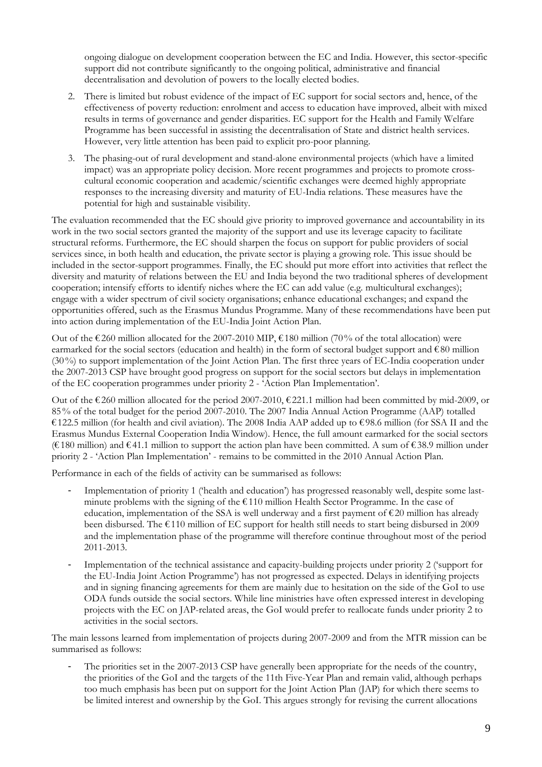ongoing dialogue on development cooperation between the EC and India. However, this sector-specific support did not contribute significantly to the ongoing political, administrative and financial decentralisation and devolution of powers to the locally elected bodies.

2. There is limited but robust evidence of the impact of EC support for social sectors and, hence, of the effectiveness of poverty reduction: enrolment and access to education have improved, albeit with mixed results in terms of governance and gender disparities. EC support for the Health and Family Welfare Programme has been successful in assisting the decentralisation of State and district health services. However, very little attention has been paid to explicit pro-poor planning.

3. The phasing-out of rural development and stand-alone environmental projects (which have a limited impact) was an appropriate policy decision. More recent programmes and projects to promote cross-cultural economic cooperation and academic/scientific exchanges were deemed highly appropriate responses to the increasing diversity and maturity of EU-India relations. These measures have the potential for high and sustainable visibility.

The evaluation recommended that the EC should give priority to improved governance and accountability in its work in the two social sectors granted the majority of the support and use its leverage capacity to facilitate structural reforms. Furthermore, the EC should sharpen the focus on support for public providers of social services since, in both health and education, the private sector is playing a growing role. This issue should be included in the sector-support programmes. Finally, the EC should put more effort into activities that reflect the diversity and maturity of relations between the EU and India beyond the two traditional spheres of development cooperation; intensify efforts to identify niches where the EC can add value (e.g. multicultural exchanges); engage with a wider spectrum of civil society organisations; enhance educational exchanges; and expand the opportunities offered, such as the Erasmus Mundus Programme. Many of these recommendations have been put into action during implementation of the EU-India Joint Action Plan.

Out of the €260 million allocated for the 2007-2010 MIP, €180 million (70% of the total allocation) were earmarked for the social sectors (education and health) in the form of sectoral budget support and €80 million (30%) to support implementation of the Joint Action Plan. The first three years of EC-India cooperation under the 2007-2013 CSP have brought good progress on support for the social sectors but delays in implementation of the EC cooperation programmes under priority 2 - 'Action Plan Implementation'.

Out of the €260 million allocated for the period 2007-2010, €221.1 million had been committed by mid-2009, or 85% of the total budget for the period 2007-2010. The 2007 India Annual Action Programme (AAP) totalled €122.5 million (for health and civil aviation). The 2008 India AAP added up to €98.6 million (for SSA II and the Erasmus Mundus External Cooperation India Window). Hence, the full amount earmarked for the social sectors (€180 million) and €41.1 million to support the action plan have been committed. A sum of €38.9 million under priority 2 - 'Action Plan Implementation' - remains to be committed in the 2010 Annual Action Plan.

Performance in each of the fields of activity can be summarised as follows:

- Implementation of priority 1 ('health and education') has progressed reasonably well, despite some last-minute problems with the signing of the €110 million Health Sector Programme. In the case of education, implementation of the SSA is well underway and a first payment of €20 million has already been disbursed. The €110 million of EC support for health still needs to start being disbursed in 2009 and the implementation phase of the programme will therefore continue throughout most of the period 2011-2013.
- Implementation of the technical assistance and capacity-building projects under priority 2 ('support for the EU-India Joint Action Programme') has not progressed as expected. Delays in identifying projects and in signing financing agreements for them are mainly due to hesitation on the side of the GoI to use ODA funds outside the social sectors. While line ministries have often expressed interest in developing projects with the EC on JAP-related areas, the GoI would prefer to reallocate funds under priority 2 to activities in the social sectors.

The main lessons learned from implementation of projects during 2007-2009 and from the MTR mission can be summarised as follows:

- The priorities set in the 2007-2013 CSP have generally been appropriate for the needs of the country, the priorities of the GoI and the targets of the 11th Five-Year Plan and remain valid, although perhaps too much emphasis has been put on support for the Joint Action Plan (JAP) for which there seems to be limited interest and ownership by the GoI. This argues strongly for revising the current allocations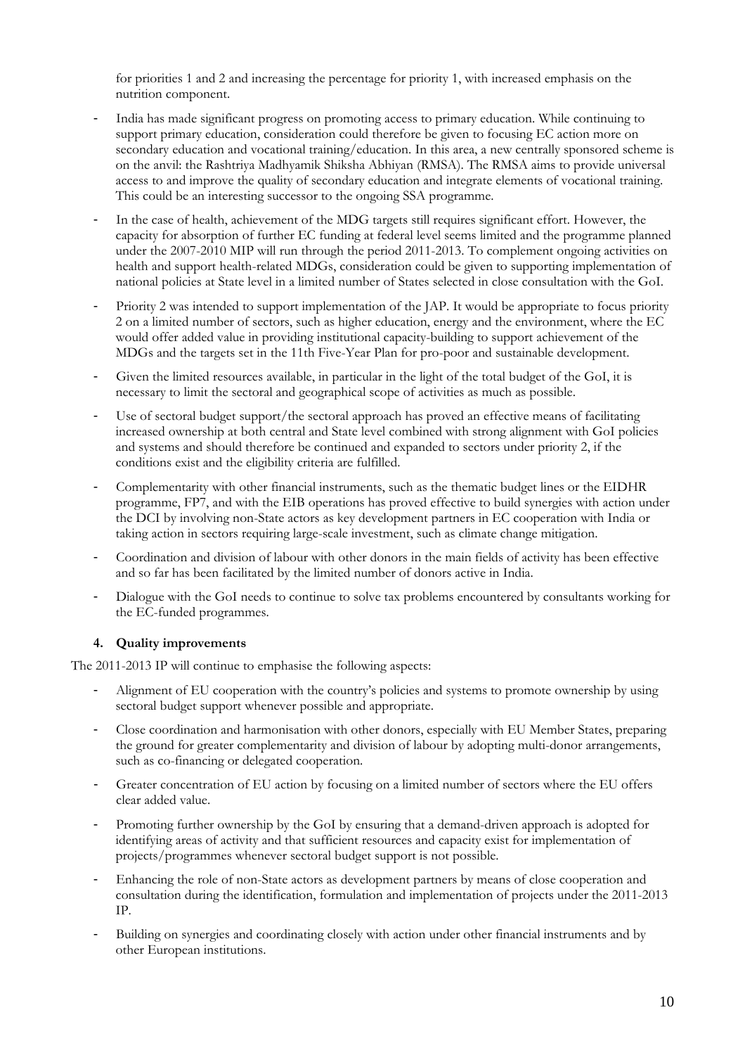for priorities 1 and 2 and increasing the percentage for priority 1, with increased emphasis on the nutrition component.

- India has made significant progress on promoting access to primary education. While continuing to support primary education, consideration could therefore be given to focusing EC action more on secondary education and vocational training/education. In this area, a new centrally sponsored scheme is on the anvil: the Rashtriya Madhyamik Shiksha Abhiyan (RMSA). The RMSA aims to provide universal access to and improve the quality of secondary education and integrate elements of vocational training. This could be an interesting successor to the ongoing SSA programme.
- In the case of health, achievement of the MDG targets still requires significant effort. However, the capacity for absorption of further EC funding at federal level seems limited and the programme planned under the 2007-2010 MIP will run through the period 2011-2013. To complement ongoing activities on health and support health-related MDGs, consideration could be given to supporting implementation of national policies at State level in a limited number of States selected in close consultation with the GoI.
- Priority 2 was intended to support implementation of the JAP. It would be appropriate to focus priority 2 on a limited number of sectors, such as higher education, energy and the environment, where the EC would offer added value in providing institutional capacity-building to support achievement of the MDGs and the targets set in the 11th Five-Year Plan for pro-poor and sustainable development.
- Given the limited resources available, in particular in the light of the total budget of the GoI, it is necessary to limit the sectoral and geographical scope of activities as much as possible.
- Use of sectoral budget support/the sectoral approach has proved an effective means of facilitating increased ownership at both central and State level combined with strong alignment with GoI policies and systems and should therefore be continued and expanded to sectors under priority 2, if the conditions exist and the eligibility criteria are fulfilled.
- Complementarity with other financial instruments, such as the thematic budget lines or the EIDHR programme, FP7, and with the EIB operations has proved effective to build synergies with action under the DCI by involving non-State actors as key development partners in EC cooperation with India or taking action in sectors requiring large-scale investment, such as climate change mitigation.
- Coordination and division of labour with other donors in the main fields of activity has been effective and so far has been facilitated by the limited number of donors active in India.
- Dialogue with the GoI needs to continue to solve tax problems encountered by consultants working for the EC-funded programmes.

### 4. Quality improvements

The 2011-2013 IP will continue to emphasise the following aspects:

- Alignment of EU cooperation with the country's policies and systems to promote ownership by using sectoral budget support whenever possible and appropriate.
- Close coordination and harmonisation with other donors, especially with EU Member States, preparing the ground for greater complementarity and division of labour by adopting multi-donor arrangements, such as co-financing or delegated cooperation.
- Greater concentration of EU action by focusing on a limited number of sectors where the EU offers clear added value.
- Promoting further ownership by the GoI by ensuring that a demand-driven approach is adopted for identifying areas of activity and that sufficient resources and capacity exist for implementation of projects/programmes whenever sectoral budget support is not possible.
- Enhancing the role of non-State actors as development partners by means of close cooperation and consultation during the identification, formulation and implementation of projects under the 2011-2013 IP.
- Building on synergies and coordinating closely with action under other financial instruments and by other European institutions.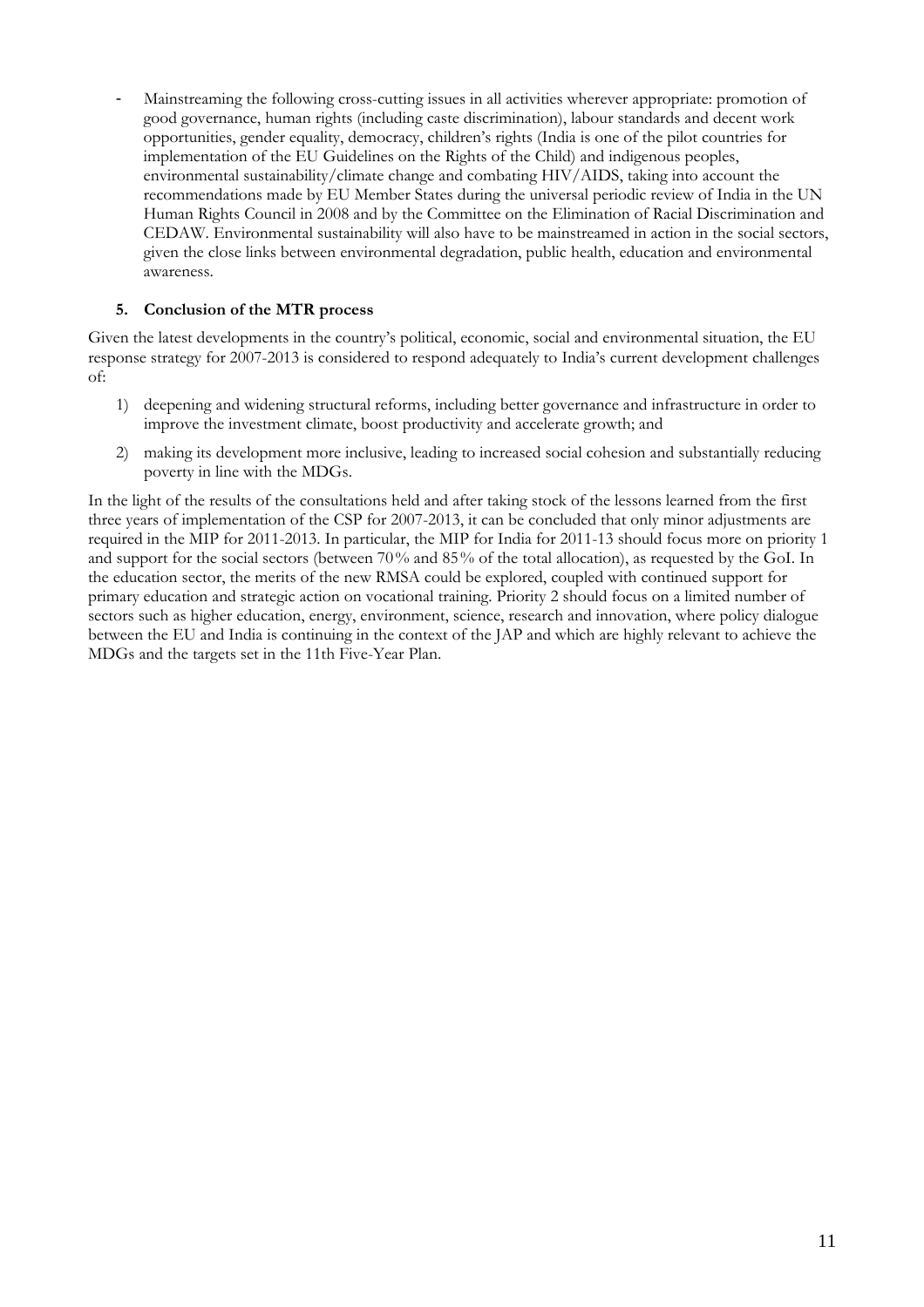- Mainstreaming the following cross-cutting issues in all activities wherever appropriate: promotion of good governance, human rights (including caste discrimination), labour standards and decent work opportunities, gender equality, democracy, children's rights (India is one of the pilot countries for implementation of the EU Guidelines on the Rights of the Child) and indigenous peoples, environmental sustainability/climate change and combating HIV/AIDS, taking into account the recommendations made by EU Member States during the universal periodic review of India in the UN Human Rights Council in 2008 and by the Committee on the Elimination of Racial Discrimination and CEDAW. Environmental sustainability will also have to be mainstreamed in action in the social sectors, given the close links between environmental degradation, public health, education and environmental awareness.

## 5. Conclusion of the MTR process

Given the latest developments in the country's political, economic, social and environmental situation, the EU response strategy for 2007-2013 is considered to respond adequately to India's current development challenges of:

1) deepening and widening structural reforms, including better governance and infrastructure in order to improve the investment climate, boost productivity and accelerate growth; and
2) making its development more inclusive, leading to increased social cohesion and substantially reducing poverty in line with the MDGs.

In the light of the results of the consultations held and after taking stock of the lessons learned from the first three years of implementation of the CSP for 2007-2013, it can be concluded that only minor adjustments are required in the MIP for 2011-2013. In particular, the MIP for India for 2011-13 should focus more on priority 1 and support for the social sectors (between 70% and 85% of the total allocation), as requested by the GoI. In the education sector, the merits of the new RMSA could be explored, coupled with continued support for primary education and strategic action on vocational training. Priority 2 should focus on a limited number of sectors such as higher education, energy, environment, science, research and innovation, where policy dialogue between the EU and India is continuing in the context of the JAP and which are highly relevant to achieve the MDGs and the targets set in the 11th Five-Year Plan.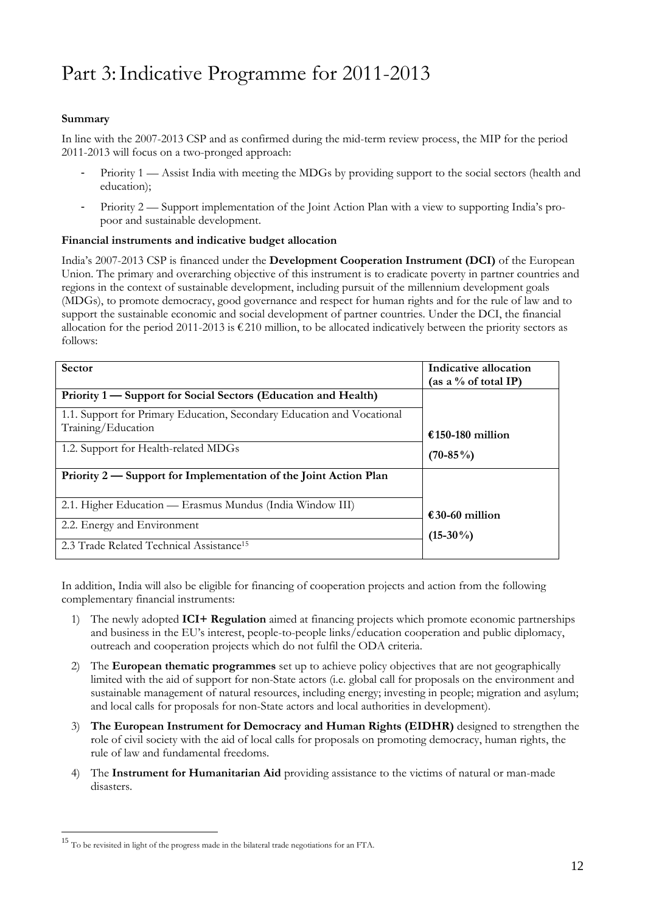# Part 3: Indicative Programme for 2011-2013

**Summary**

In line with the 2007-2013 CSP and as confirmed during the mid-term review process, the MIP for the period 2011-2013 will focus on a two-pronged approach:

- Priority 1 — Assist India with meeting the MDGs by providing support to the social sectors (health and education);
- Priority 2 — Support implementation of the Joint Action Plan with a view to supporting India's pro-poor and sustainable development.

**Financial instruments and indicative budget allocation**

India's 2007-2013 CSP is financed under the **Development Cooperation Instrument (DCI)** of the European Union. The primary and overarching objective of this instrument is to eradicate poverty in partner countries and regions in the context of sustainable development, including pursuit of the millennium development goals (MDGs), to promote democracy, good governance and respect for human rights and for the rule of law and to support the sustainable economic and social development of partner countries. Under the DCI, the financial allocation for the period 2011-2013 is €210 million, to be allocated indicatively between the priority sectors as follows:

| Sector | Indicative allocation (as a % of total IP) |
|---|---|
| **Priority 1 — Support for Social Sectors (Education and Health)** | **€150-180 million (70-85%)** |
| 1.1. Support for Primary Education, Secondary Education and Vocational Training/Education | |
| 1.2. Support for Health-related MDGs | |
| **Priority 2 — Support for Implementation of the Joint Action Plan** | **€30-60 million (15-30%)** |
| 2.1. Higher Education — Erasmus Mundus (India Window III) | |
| 2.2. Energy and Environment | |
| 2.3 Trade Related Technical Assistance[15] | |

In addition, India will also be eligible for financing of cooperation projects and action from the following complementary financial instruments:

1) The newly adopted **ICI+ Regulation** aimed at financing projects which promote economic partnerships and business in the EU's interest, people-to-people links/education cooperation and public diplomacy, outreach and cooperation projects which do not fulfil the ODA criteria.
2) The **European thematic programmes** set up to achieve policy objectives that are not geographically limited with the aid of support for non-State actors (i.e. global call for proposals on the environment and sustainable management of natural resources, including energy; investing in people; migration and asylum; and local calls for proposals for non-State actors and local authorities in development).
3) **The European Instrument for Democracy and Human Rights (EIDHR)** designed to strengthen the role of civil society with the aid of local calls for proposals on promoting democracy, human rights, the rule of law and fundamental freedoms.
4) The **Instrument for Humanitarian Aid** providing assistance to the victims of natural or man-made disasters.

[15] To be revisited in light of the progress made in the bilateral trade negotiations for an FTA.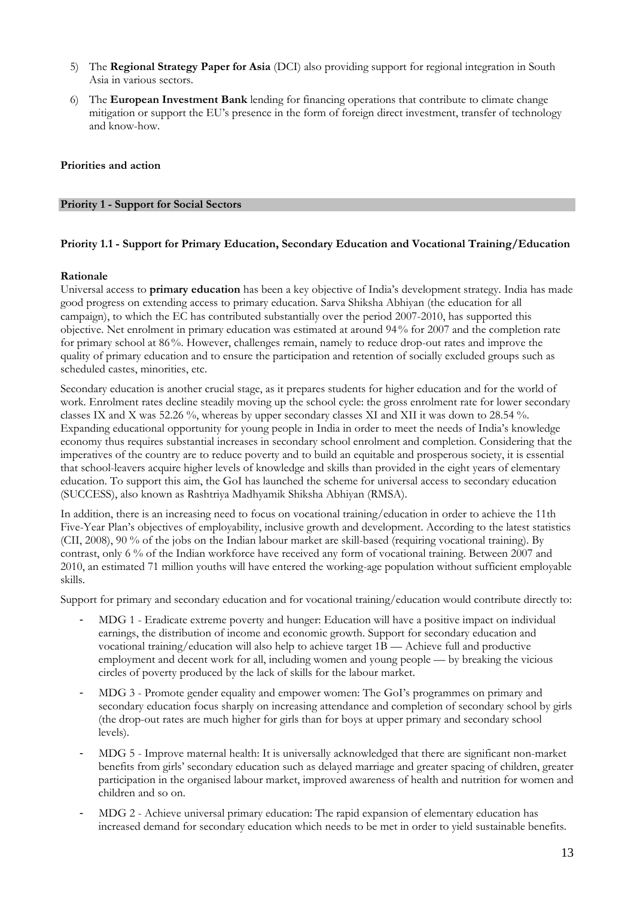5) The **Regional Strategy Paper for Asia** (DCI) also providing support for regional integration in South Asia in various sectors.

6) The **European Investment Bank** lending for financing operations that contribute to climate change mitigation or support the EU's presence in the form of foreign direct investment, transfer of technology and know-how.

**Priorities and action**

## Priority 1 - Support for Social Sectors

### Priority 1.1 - Support for Primary Education, Secondary Education and Vocational Training/Education

**Rationale**

Universal access to **primary education** has been a key objective of India's development strategy. India has made good progress on extending access to primary education. Sarva Shiksha Abhiyan (the education for all campaign), to which the EC has contributed substantially over the period 2007-2010, has supported this objective. Net enrolment in primary education was estimated at around 94% for 2007 and the completion rate for primary school at 86%. However, challenges remain, namely to reduce drop-out rates and improve the quality of primary education and to ensure the participation and retention of socially excluded groups such as scheduled castes, minorities, etc.

Secondary education is another crucial stage, as it prepares students for higher education and for the world of work. Enrolment rates decline steadily moving up the school cycle: the gross enrolment rate for lower secondary classes IX and X was 52.26 %, whereas by upper secondary classes XI and XII it was down to 28.54 %. Expanding educational opportunity for young people in India in order to meet the needs of India's knowledge economy thus requires substantial increases in secondary school enrolment and completion. Considering that the imperatives of the country are to reduce poverty and to build an equitable and prosperous society, it is essential that school-leavers acquire higher levels of knowledge and skills than provided in the eight years of elementary education. To support this aim, the GoI has launched the scheme for universal access to secondary education (SUCCESS), also known as Rashtriya Madhyamik Shiksha Abhiyan (RMSA).

In addition, there is an increasing need to focus on vocational training/education in order to achieve the 11th Five-Year Plan's objectives of employability, inclusive growth and development. According to the latest statistics (CII, 2008), 90 % of the jobs on the Indian labour market are skill-based (requiring vocational training). By contrast, only 6 % of the Indian workforce have received any form of vocational training. Between 2007 and 2010, an estimated 71 million youths will have entered the working-age population without sufficient employable skills.

Support for primary and secondary education and for vocational training/education would contribute directly to:

- MDG 1 - Eradicate extreme poverty and hunger: Education will have a positive impact on individual earnings, the distribution of income and economic growth. Support for secondary education and vocational training/education will also help to achieve target 1B — Achieve full and productive employment and decent work for all, including women and young people — by breaking the vicious circles of poverty produced by the lack of skills for the labour market.
- MDG 3 - Promote gender equality and empower women: The GoI's programmes on primary and secondary education focus sharply on increasing attendance and completion of secondary school by girls (the drop-out rates are much higher for girls than for boys at upper primary and secondary school levels).
- MDG 5 - Improve maternal health: It is universally acknowledged that there are significant non-market benefits from girls' secondary education such as delayed marriage and greater spacing of children, greater participation in the organised labour market, improved awareness of health and nutrition for women and children and so on.
- MDG 2 - Achieve universal primary education: The rapid expansion of elementary education has increased demand for secondary education which needs to be met in order to yield sustainable benefits.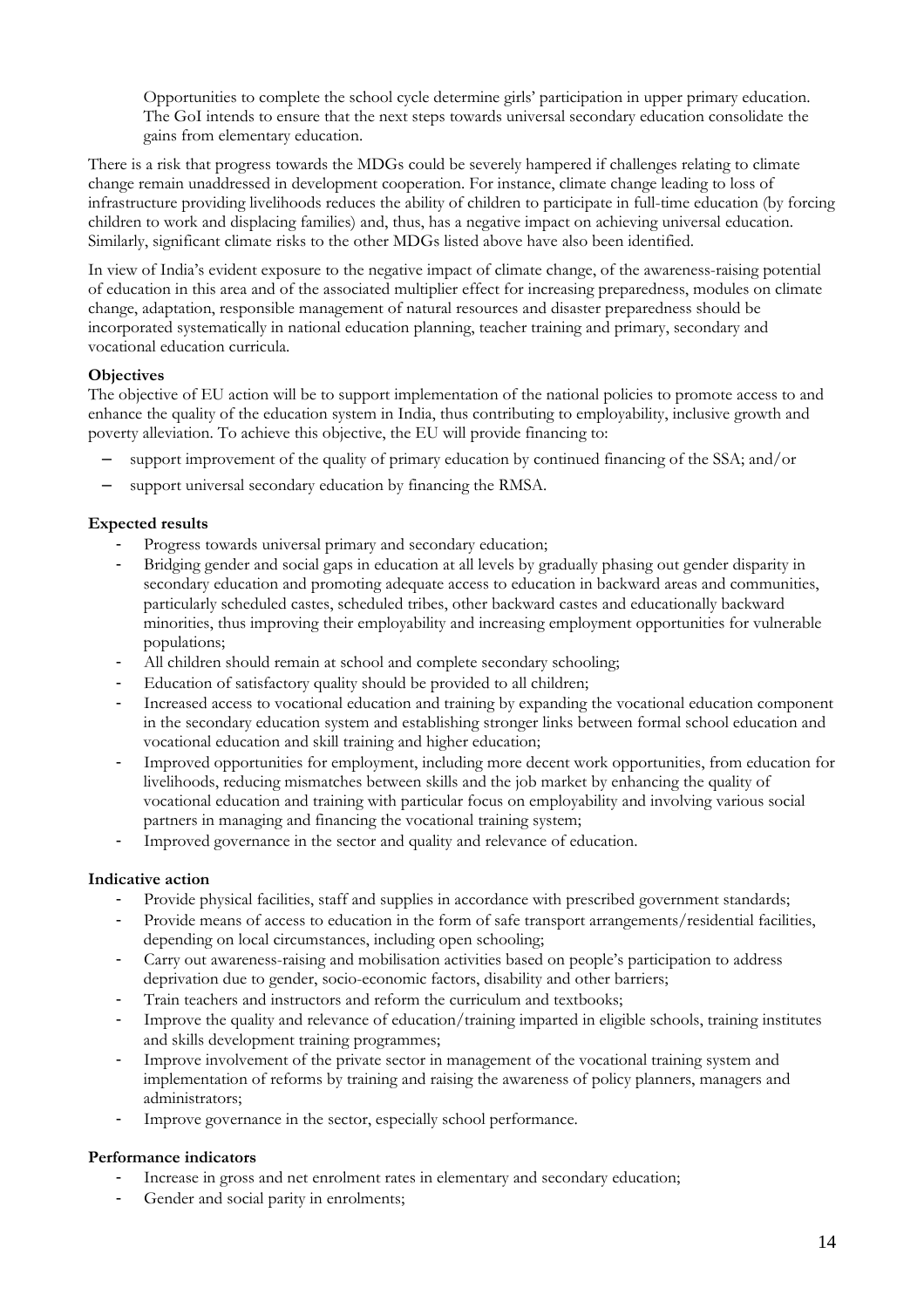Opportunities to complete the school cycle determine girls' participation in upper primary education. The GoI intends to ensure that the next steps towards universal secondary education consolidate the gains from elementary education.

There is a risk that progress towards the MDGs could be severely hampered if challenges relating to climate change remain unaddressed in development cooperation. For instance, climate change leading to loss of infrastructure providing livelihoods reduces the ability of children to participate in full-time education (by forcing children to work and displacing families) and, thus, has a negative impact on achieving universal education. Similarly, significant climate risks to the other MDGs listed above have also been identified.

In view of India's evident exposure to the negative impact of climate change, of the awareness-raising potential of education in this area and of the associated multiplier effect for increasing preparedness, modules on climate change, adaptation, responsible management of natural resources and disaster preparedness should be incorporated systematically in national education planning, teacher training and primary, secondary and vocational education curricula.

**Objectives**

The objective of EU action will be to support implementation of the national policies to promote access to and enhance the quality of the education system in India, thus contributing to employability, inclusive growth and poverty alleviation. To achieve this objective, the EU will provide financing to:

– support improvement of the quality of primary education by continued financing of the SSA; and/or
– support universal secondary education by financing the RMSA.

**Expected results**

- Progress towards universal primary and secondary education;
- Bridging gender and social gaps in education at all levels by gradually phasing out gender disparity in secondary education and promoting adequate access to education in backward areas and communities, particularly scheduled castes, scheduled tribes, other backward castes and educationally backward minorities, thus improving their employability and increasing employment opportunities for vulnerable populations;
- All children should remain at school and complete secondary schooling;
- Education of satisfactory quality should be provided to all children;
- Increased access to vocational education and training by expanding the vocational education component in the secondary education system and establishing stronger links between formal school education and vocational education and skill training and higher education;
- Improved opportunities for employment, including more decent work opportunities, from education for livelihoods, reducing mismatches between skills and the job market by enhancing the quality of vocational education and training with particular focus on employability and involving various social partners in managing and financing the vocational training system;
- Improved governance in the sector and quality and relevance of education.

**Indicative action**

- Provide physical facilities, staff and supplies in accordance with prescribed government standards;
- Provide means of access to education in the form of safe transport arrangements/residential facilities, depending on local circumstances, including open schooling;
- Carry out awareness-raising and mobilisation activities based on people's participation to address deprivation due to gender, socio-economic factors, disability and other barriers;
- Train teachers and instructors and reform the curriculum and textbooks;
- Improve the quality and relevance of education/training imparted in eligible schools, training institutes and skills development training programmes;
- Improve involvement of the private sector in management of the vocational training system and implementation of reforms by training and raising the awareness of policy planners, managers and administrators;
- Improve governance in the sector, especially school performance.

**Performance indicators**

- Increase in gross and net enrolment rates in elementary and secondary education;
- Gender and social parity in enrolments;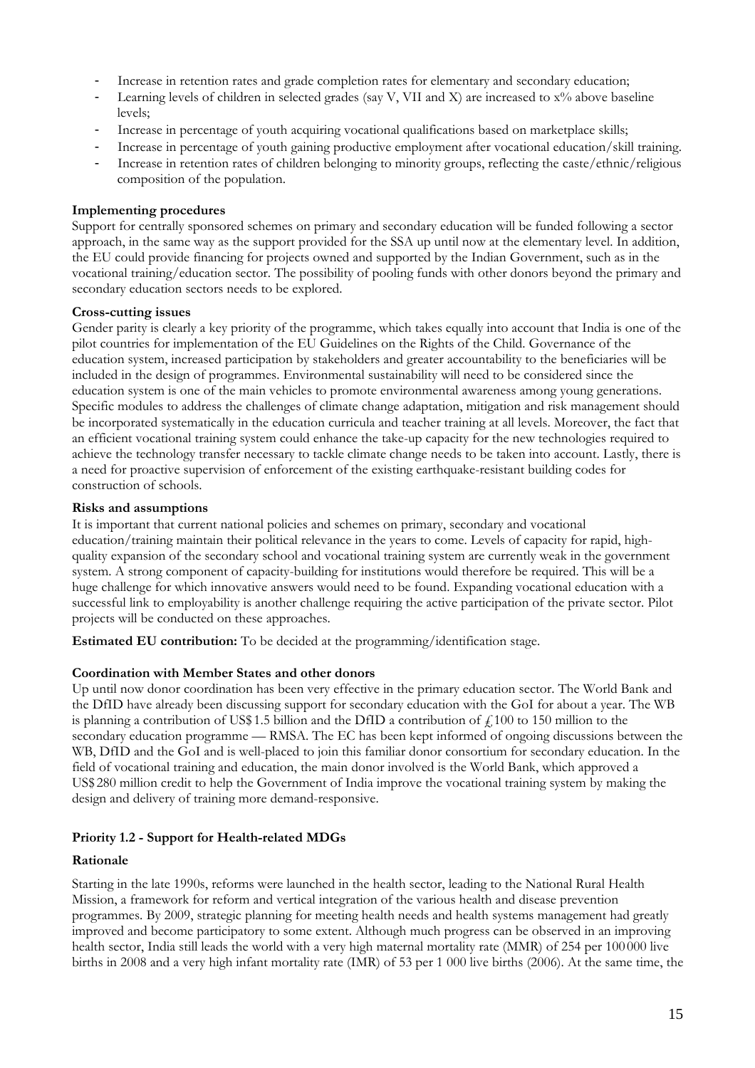- Increase in retention rates and grade completion rates for elementary and secondary education;
- Learning levels of children in selected grades (say V, VII and X) are increased to x% above baseline levels;
- Increase in percentage of youth acquiring vocational qualifications based on marketplace skills;
- Increase in percentage of youth gaining productive employment after vocational education/skill training.
- Increase in retention rates of children belonging to minority groups, reflecting the caste/ethnic/religious composition of the population.

**Implementing procedures**

Support for centrally sponsored schemes on primary and secondary education will be funded following a sector approach, in the same way as the support provided for the SSA up until now at the elementary level. In addition, the EU could provide financing for projects owned and supported by the Indian Government, such as in the vocational training/education sector. The possibility of pooling funds with other donors beyond the primary and secondary education sectors needs to be explored.

**Cross-cutting issues**

Gender parity is clearly a key priority of the programme, which takes equally into account that India is one of the pilot countries for implementation of the EU Guidelines on the Rights of the Child. Governance of the education system, increased participation by stakeholders and greater accountability to the beneficiaries will be included in the design of programmes. Environmental sustainability will need to be considered since the education system is one of the main vehicles to promote environmental awareness among young generations. Specific modules to address the challenges of climate change adaptation, mitigation and risk management should be incorporated systematically in the education curricula and teacher training at all levels. Moreover, the fact that an efficient vocational training system could enhance the take-up capacity for the new technologies required to achieve the technology transfer necessary to tackle climate change needs to be taken into account. Lastly, there is a need for proactive supervision of enforcement of the existing earthquake-resistant building codes for construction of schools.

**Risks and assumptions**

It is important that current national policies and schemes on primary, secondary and vocational education/training maintain their political relevance in the years to come. Levels of capacity for rapid, high-quality expansion of the secondary school and vocational training system are currently weak in the government system. A strong component of capacity-building for institutions would therefore be required. This will be a huge challenge for which innovative answers would need to be found. Expanding vocational education with a successful link to employability is another challenge requiring the active participation of the private sector. Pilot projects will be conducted on these approaches.

**Estimated EU contribution:** To be decided at the programming/identification stage.

**Coordination with Member States and other donors**

Up until now donor coordination has been very effective in the primary education sector. The World Bank and the DfID have already been discussing support for secondary education with the GoI for about a year. The WB is planning a contribution of US$ 1.5 billion and the DfID a contribution of £ 100 to 150 million to the secondary education programme — RMSA. The EC has been kept informed of ongoing discussions between the WB, DfID and the GoI and is well-placed to join this familiar donor consortium for secondary education. In the field of vocational training and education, the main donor involved is the World Bank, which approved a US$ 280 million credit to help the Government of India improve the vocational training system by making the design and delivery of training more demand-responsive.

**Priority 1.2 - Support for Health-related MDGs**

**Rationale**

Starting in the late 1990s, reforms were launched in the health sector, leading to the National Rural Health Mission, a framework for reform and vertical integration of the various health and disease prevention programmes. By 2009, strategic planning for meeting health needs and health systems management had greatly improved and become participatory to some extent. Although much progress can be observed in an improving health sector, India still leads the world with a very high maternal mortality rate (MMR) of 254 per 100 000 live births in 2008 and a very high infant mortality rate (IMR) of 53 per 1 000 live births (2006). At the same time, the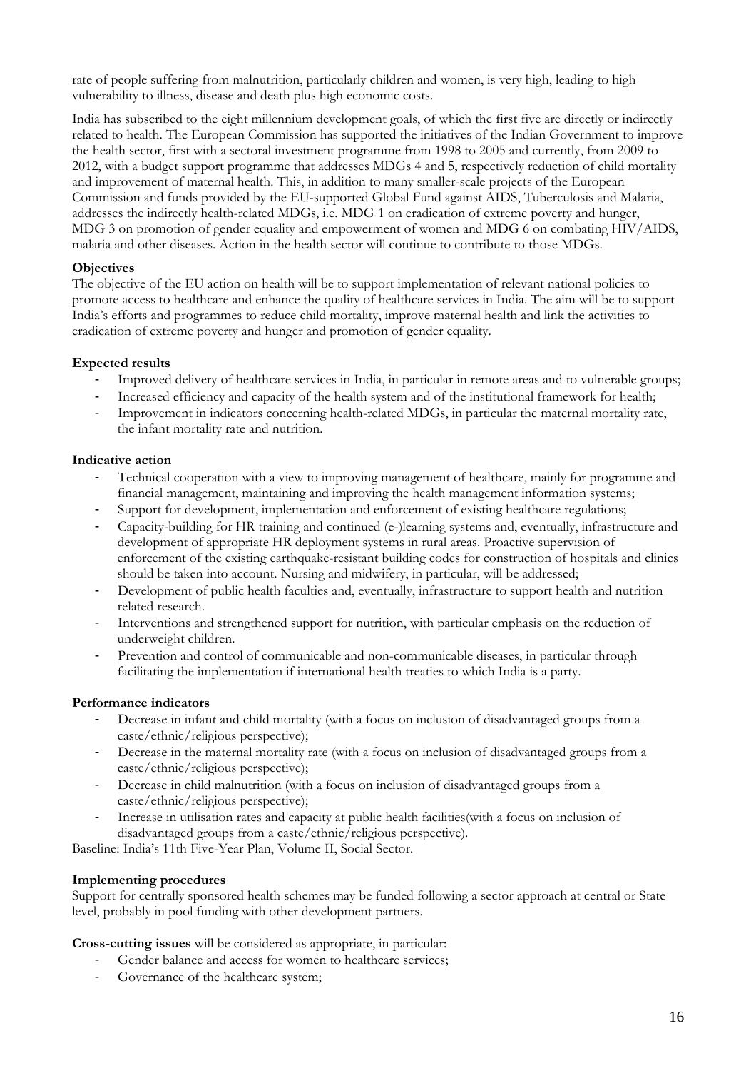rate of people suffering from malnutrition, particularly children and women, is very high, leading to high vulnerability to illness, disease and death plus high economic costs.

India has subscribed to the eight millennium development goals, of which the first five are directly or indirectly related to health. The European Commission has supported the initiatives of the Indian Government to improve the health sector, first with a sectoral investment programme from 1998 to 2005 and currently, from 2009 to 2012, with a budget support programme that addresses MDGs 4 and 5, respectively reduction of child mortality and improvement of maternal health. This, in addition to many smaller-scale projects of the European Commission and funds provided by the EU-supported Global Fund against AIDS, Tuberculosis and Malaria, addresses the indirectly health-related MDGs, i.e. MDG 1 on eradication of extreme poverty and hunger, MDG 3 on promotion of gender equality and empowerment of women and MDG 6 on combating HIV/AIDS, malaria and other diseases. Action in the health sector will continue to contribute to those MDGs.

**Objectives**

The objective of the EU action on health will be to support implementation of relevant national policies to promote access to healthcare and enhance the quality of healthcare services in India. The aim will be to support India's efforts and programmes to reduce child mortality, improve maternal health and link the activities to eradication of extreme poverty and hunger and promotion of gender equality.

**Expected results**

- Improved delivery of healthcare services in India, in particular in remote areas and to vulnerable groups;
- Increased efficiency and capacity of the health system and of the institutional framework for health;
- Improvement in indicators concerning health-related MDGs, in particular the maternal mortality rate, the infant mortality rate and nutrition.

**Indicative action**

- Technical cooperation with a view to improving management of healthcare, mainly for programme and financial management, maintaining and improving the health management information systems;
- Support for development, implementation and enforcement of existing healthcare regulations;
- Capacity-building for HR training and continued (e-)learning systems and, eventually, infrastructure and development of appropriate HR deployment systems in rural areas. Proactive supervision of enforcement of the existing earthquake-resistant building codes for construction of hospitals and clinics should be taken into account. Nursing and midwifery, in particular, will be addressed;
- Development of public health faculties and, eventually, infrastructure to support health and nutrition related research.
- Interventions and strengthened support for nutrition, with particular emphasis on the reduction of underweight children.
- Prevention and control of communicable and non-communicable diseases, in particular through facilitating the implementation if international health treaties to which India is a party.

**Performance indicators**

- Decrease in infant and child mortality (with a focus on inclusion of disadvantaged groups from a caste/ethnic/religious perspective);
- Decrease in the maternal mortality rate (with a focus on inclusion of disadvantaged groups from a caste/ethnic/religious perspective);
- Decrease in child malnutrition (with a focus on inclusion of disadvantaged groups from a caste/ethnic/religious perspective);
- Increase in utilisation rates and capacity at public health facilities(with a focus on inclusion of disadvantaged groups from a caste/ethnic/religious perspective).

Baseline: India's 11th Five-Year Plan, Volume II, Social Sector.

**Implementing procedures**

Support for centrally sponsored health schemes may be funded following a sector approach at central or State level, probably in pool funding with other development partners.

**Cross-cutting issues** will be considered as appropriate, in particular:

- Gender balance and access for women to healthcare services;
- Governance of the healthcare system;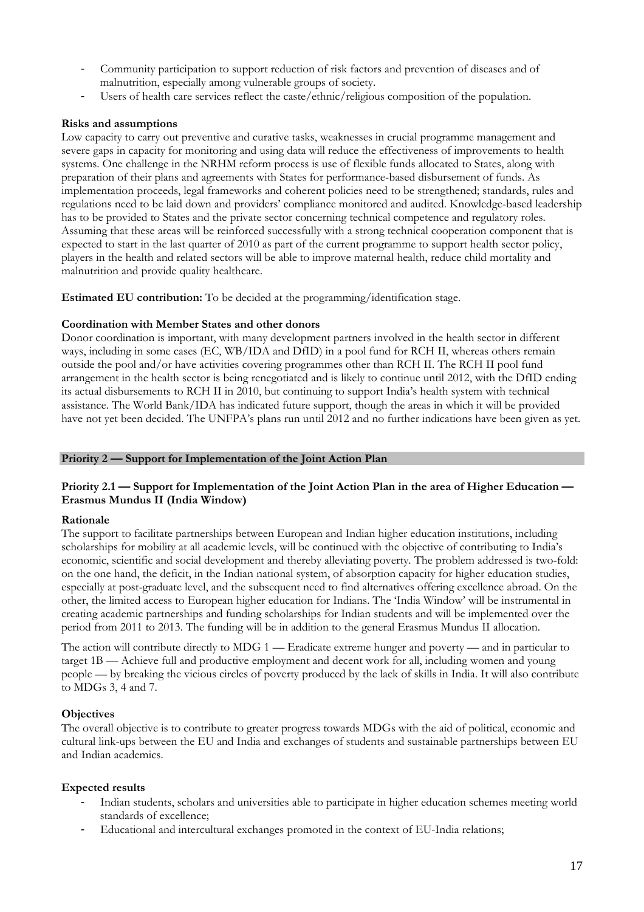- Community participation to support reduction of risk factors and prevention of diseases and of malnutrition, especially among vulnerable groups of society.
- Users of health care services reflect the caste/ethnic/religious composition of the population.

**Risks and assumptions**

Low capacity to carry out preventive and curative tasks, weaknesses in crucial programme management and severe gaps in capacity for monitoring and using data will reduce the effectiveness of improvements to health systems. One challenge in the NRHM reform process is use of flexible funds allocated to States, along with preparation of their plans and agreements with States for performance-based disbursement of funds. As implementation proceeds, legal frameworks and coherent policies need to be strengthened; standards, rules and regulations need to be laid down and providers' compliance monitored and audited. Knowledge-based leadership has to be provided to States and the private sector concerning technical competence and regulatory roles. Assuming that these areas will be reinforced successfully with a strong technical cooperation component that is expected to start in the last quarter of 2010 as part of the current programme to support health sector policy, players in the health and related sectors will be able to improve maternal health, reduce child mortality and malnutrition and provide quality healthcare.

**Estimated EU contribution:** To be decided at the programming/identification stage.

**Coordination with Member States and other donors**

Donor coordination is important, with many development partners involved in the health sector in different ways, including in some cases (EC, WB/IDA and DfID) in a pool fund for RCH II, whereas others remain outside the pool and/or have activities covering programmes other than RCH II. The RCH II pool fund arrangement in the health sector is being renegotiated and is likely to continue until 2012, with the DfID ending its actual disbursements to RCH II in 2010, but continuing to support India's health system with technical assistance. The World Bank/IDA has indicated future support, though the areas in which it will be provided have not yet been decided. The UNFPA's plans run until 2012 and no further indications have been given as yet.

## Priority 2 — Support for Implementation of the Joint Action Plan

### Priority 2.1 — Support for Implementation of the Joint Action Plan in the area of Higher Education — Erasmus Mundus II (India Window)

**Rationale**

The support to facilitate partnerships between European and Indian higher education institutions, including scholarships for mobility at all academic levels, will be continued with the objective of contributing to India's economic, scientific and social development and thereby alleviating poverty. The problem addressed is two-fold: on the one hand, the deficit, in the Indian national system, of absorption capacity for higher education studies, especially at post-graduate level, and the subsequent need to find alternatives offering excellence abroad. On the other, the limited access to European higher education for Indians. The 'India Window' will be instrumental in creating academic partnerships and funding scholarships for Indian students and will be implemented over the period from 2011 to 2013. The funding will be in addition to the general Erasmus Mundus II allocation.

The action will contribute directly to MDG 1 — Eradicate extreme hunger and poverty — and in particular to target 1B — Achieve full and productive employment and decent work for all, including women and young people — by breaking the vicious circles of poverty produced by the lack of skills in India. It will also contribute to MDGs 3, 4 and 7.

**Objectives**

The overall objective is to contribute to greater progress towards MDGs with the aid of political, economic and cultural link-ups between the EU and India and exchanges of students and sustainable partnerships between EU and Indian academics.

**Expected results**

- Indian students, scholars and universities able to participate in higher education schemes meeting world standards of excellence;
- Educational and intercultural exchanges promoted in the context of EU-India relations;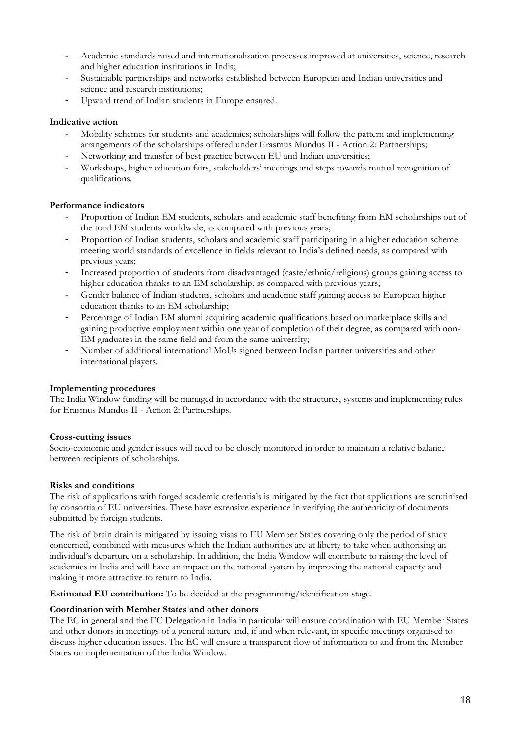- Academic standards raised and internationalisation processes improved at universities, science, research and higher education institutions in India;
- Sustainable partnerships and networks established between European and Indian universities and science and research institutions;
- Upward trend of Indian students in Europe ensured.

**Indicative action**

- Mobility schemes for students and academics; scholarships will follow the pattern and implementing arrangements of the scholarships offered under Erasmus Mundus II - Action 2: Partnerships;
- Networking and transfer of best practice between EU and Indian universities;
- Workshops, higher education fairs, stakeholders' meetings and steps towards mutual recognition of qualifications.

**Performance indicators**

- Proportion of Indian EM students, scholars and academic staff benefiting from EM scholarships out of the total EM students worldwide, as compared with previous years;
- Proportion of Indian students, scholars and academic staff participating in a higher education scheme meeting world standards of excellence in fields relevant to India's defined needs, as compared with previous years;
- Increased proportion of students from disadvantaged (caste/ethnic/religious) groups gaining access to higher education thanks to an EM scholarship, as compared with previous years;
- Gender balance of Indian students, scholars and academic staff gaining access to European higher education thanks to an EM scholarship;
- Percentage of Indian EM alumni acquiring academic qualifications based on marketplace skills and gaining productive employment within one year of completion of their degree, as compared with non-EM graduates in the same field and from the same university;
- Number of additional international MoUs signed between Indian partner universities and other international players.

**Implementing procedures**

The India Window funding will be managed in accordance with the structures, systems and implementing rules for Erasmus Mundus II - Action 2: Partnerships.

**Cross-cutting issues**

Socio-economic and gender issues will need to be closely monitored in order to maintain a relative balance between recipients of scholarships.

**Risks and conditions**

The risk of applications with forged academic credentials is mitigated by the fact that applications are scrutinised by consortia of EU universities. These have extensive experience in verifying the authenticity of documents submitted by foreign students.

The risk of brain drain is mitigated by issuing visas to EU Member States covering only the period of study concerned, combined with measures which the Indian authorities are at liberty to take when authorising an individual's departure on a scholarship. In addition, the India Window will contribute to raising the level of academics in India and will have an impact on the national system by improving the national capacity and making it more attractive to return to India.

**Estimated EU contribution:** To be decided at the programming/identification stage.

**Coordination with Member States and other donors**

The EC in general and the EC Delegation in India in particular will ensure coordination with EU Member States and other donors in meetings of a general nature and, if and when relevant, in specific meetings organised to discuss higher education issues. The EC will ensure a transparent flow of information to and from the Member States on implementation of the India Window.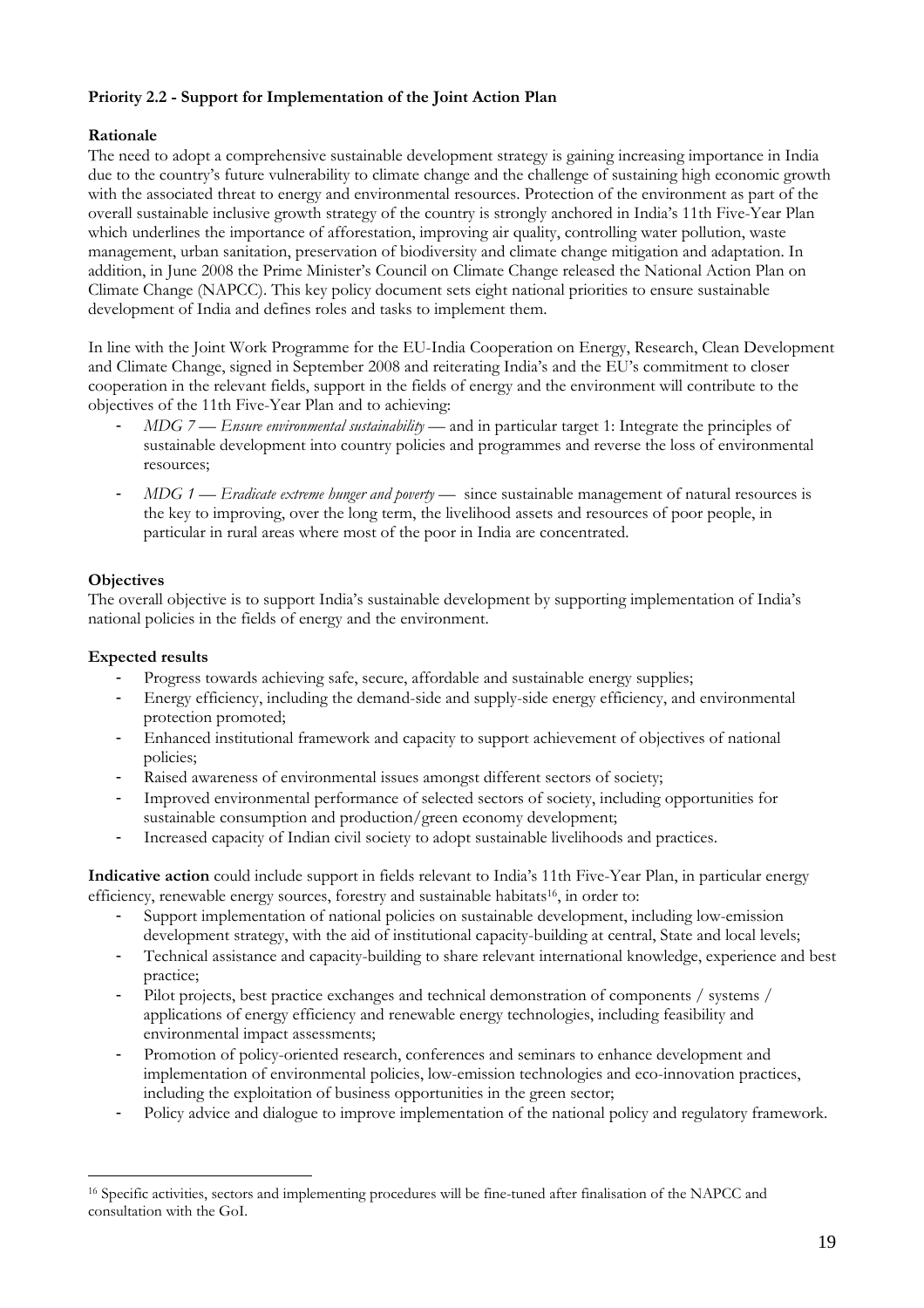**Priority 2.2 - Support for Implementation of the Joint Action Plan**

**Rationale**

The need to adopt a comprehensive sustainable development strategy is gaining increasing importance in India due to the country's future vulnerability to climate change and the challenge of sustaining high economic growth with the associated threat to energy and environmental resources. Protection of the environment as part of the overall sustainable inclusive growth strategy of the country is strongly anchored in India's 11th Five-Year Plan which underlines the importance of afforestation, improving air quality, controlling water pollution, waste management, urban sanitation, preservation of biodiversity and climate change mitigation and adaptation. In addition, in June 2008 the Prime Minister's Council on Climate Change released the National Action Plan on Climate Change (NAPCC). This key policy document sets eight national priorities to ensure sustainable development of India and defines roles and tasks to implement them.

In line with the Joint Work Programme for the EU-India Cooperation on Energy, Research, Clean Development and Climate Change, signed in September 2008 and reiterating India's and the EU's commitment to closer cooperation in the relevant fields, support in the fields of energy and the environment will contribute to the objectives of the 11th Five-Year Plan and to achieving:

- *MDG 7 — Ensure environmental sustainability* — and in particular target 1: Integrate the principles of sustainable development into country policies and programmes and reverse the loss of environmental resources;
- *MDG 1 — Eradicate extreme hunger and poverty* — since sustainable management of natural resources is the key to improving, over the long term, the livelihood assets and resources of poor people, in particular in rural areas where most of the poor in India are concentrated.

**Objectives**

The overall objective is to support India's sustainable development by supporting implementation of India's national policies in the fields of energy and the environment.

**Expected results**

- Progress towards achieving safe, secure, affordable and sustainable energy supplies;
- Energy efficiency, including the demand-side and supply-side energy efficiency, and environmental protection promoted;
- Enhanced institutional framework and capacity to support achievement of objectives of national policies;
- Raised awareness of environmental issues amongst different sectors of society;
- Improved environmental performance of selected sectors of society, including opportunities for sustainable consumption and production/green economy development;
- Increased capacity of Indian civil society to adopt sustainable livelihoods and practices.

**Indicative action** could include support in fields relevant to India's 11th Five-Year Plan, in particular energy efficiency, renewable energy sources, forestry and sustainable habitats[16], in order to:

- Support implementation of national policies on sustainable development, including low-emission development strategy, with the aid of institutional capacity-building at central, State and local levels;
- Technical assistance and capacity-building to share relevant international knowledge, experience and best practice;
- Pilot projects, best practice exchanges and technical demonstration of components / systems / applications of energy efficiency and renewable energy technologies, including feasibility and environmental impact assessments;
- Promotion of policy-oriented research, conferences and seminars to enhance development and implementation of environmental policies, low-emission technologies and eco-innovation practices, including the exploitation of business opportunities in the green sector;
- Policy advice and dialogue to improve implementation of the national policy and regulatory framework.

---

[16] Specific activities, sectors and implementing procedures will be fine-tuned after finalisation of the NAPCC and consultation with the GoI.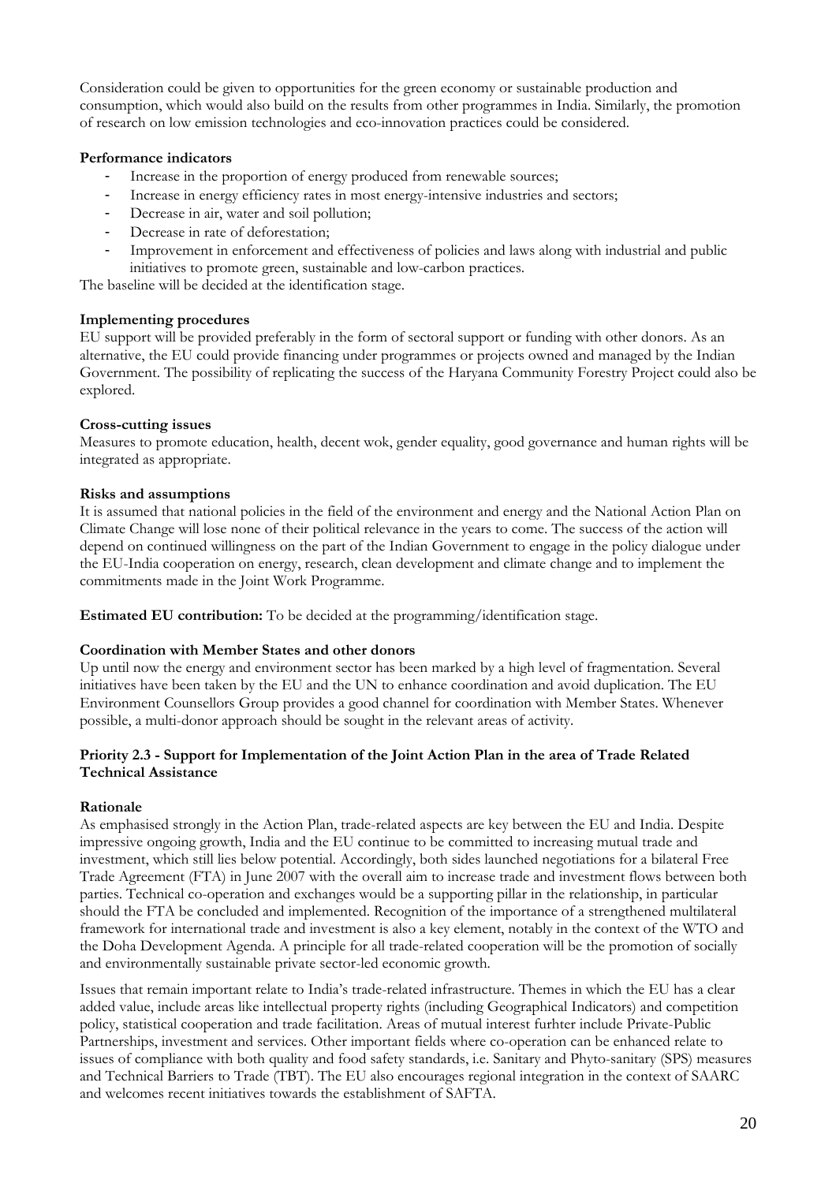Consideration could be given to opportunities for the green economy or sustainable production and consumption, which would also build on the results from other programmes in India. Similarly, the promotion of research on low emission technologies and eco-innovation practices could be considered.

**Performance indicators**

- Increase in the proportion of energy produced from renewable sources;
- Increase in energy efficiency rates in most energy-intensive industries and sectors;
- Decrease in air, water and soil pollution;
- Decrease in rate of deforestation;
- Improvement in enforcement and effectiveness of policies and laws along with industrial and public initiatives to promote green, sustainable and low-carbon practices.

The baseline will be decided at the identification stage.

**Implementing procedures**

EU support will be provided preferably in the form of sectoral support or funding with other donors. As an alternative, the EU could provide financing under programmes or projects owned and managed by the Indian Government. The possibility of replicating the success of the Haryana Community Forestry Project could also be explored.

**Cross-cutting issues**

Measures to promote education, health, decent wok, gender equality, good governance and human rights will be integrated as appropriate.

**Risks and assumptions**

It is assumed that national policies in the field of the environment and energy and the National Action Plan on Climate Change will lose none of their political relevance in the years to come. The success of the action will depend on continued willingness on the part of the Indian Government to engage in the policy dialogue under the EU-India cooperation on energy, research, clean development and climate change and to implement the commitments made in the Joint Work Programme.

**Estimated EU contribution:** To be decided at the programming/identification stage.

**Coordination with Member States and other donors**

Up until now the energy and environment sector has been marked by a high level of fragmentation. Several initiatives have been taken by the EU and the UN to enhance coordination and avoid duplication. The EU Environment Counsellors Group provides a good channel for coordination with Member States. Whenever possible, a multi-donor approach should be sought in the relevant areas of activity.

**Priority 2.3 - Support for Implementation of the Joint Action Plan in the area of Trade Related Technical Assistance**

**Rationale**

As emphasised strongly in the Action Plan, trade-related aspects are key between the EU and India. Despite impressive ongoing growth, India and the EU continue to be committed to increasing mutual trade and investment, which still lies below potential. Accordingly, both sides launched negotiations for a bilateral Free Trade Agreement (FTA) in June 2007 with the overall aim to increase trade and investment flows between both parties. Technical co-operation and exchanges would be a supporting pillar in the relationship, in particular should the FTA be concluded and implemented. Recognition of the importance of a strengthened multilateral framework for international trade and investment is also a key element, notably in the context of the WTO and the Doha Development Agenda. A principle for all trade-related cooperation will be the promotion of socially and environmentally sustainable private sector-led economic growth.

Issues that remain important relate to India's trade-related infrastructure. Themes in which the EU has a clear added value, include areas like intellectual property rights (including Geographical Indicators) and competition policy, statistical cooperation and trade facilitation. Areas of mutual interest furhter include Private-Public Partnerships, investment and services. Other important fields where co-operation can be enhanced relate to issues of compliance with both quality and food safety standards, i.e. Sanitary and Phyto-sanitary (SPS) measures and Technical Barriers to Trade (TBT). The EU also encourages regional integration in the context of SAARC and welcomes recent initiatives towards the establishment of SAFTA.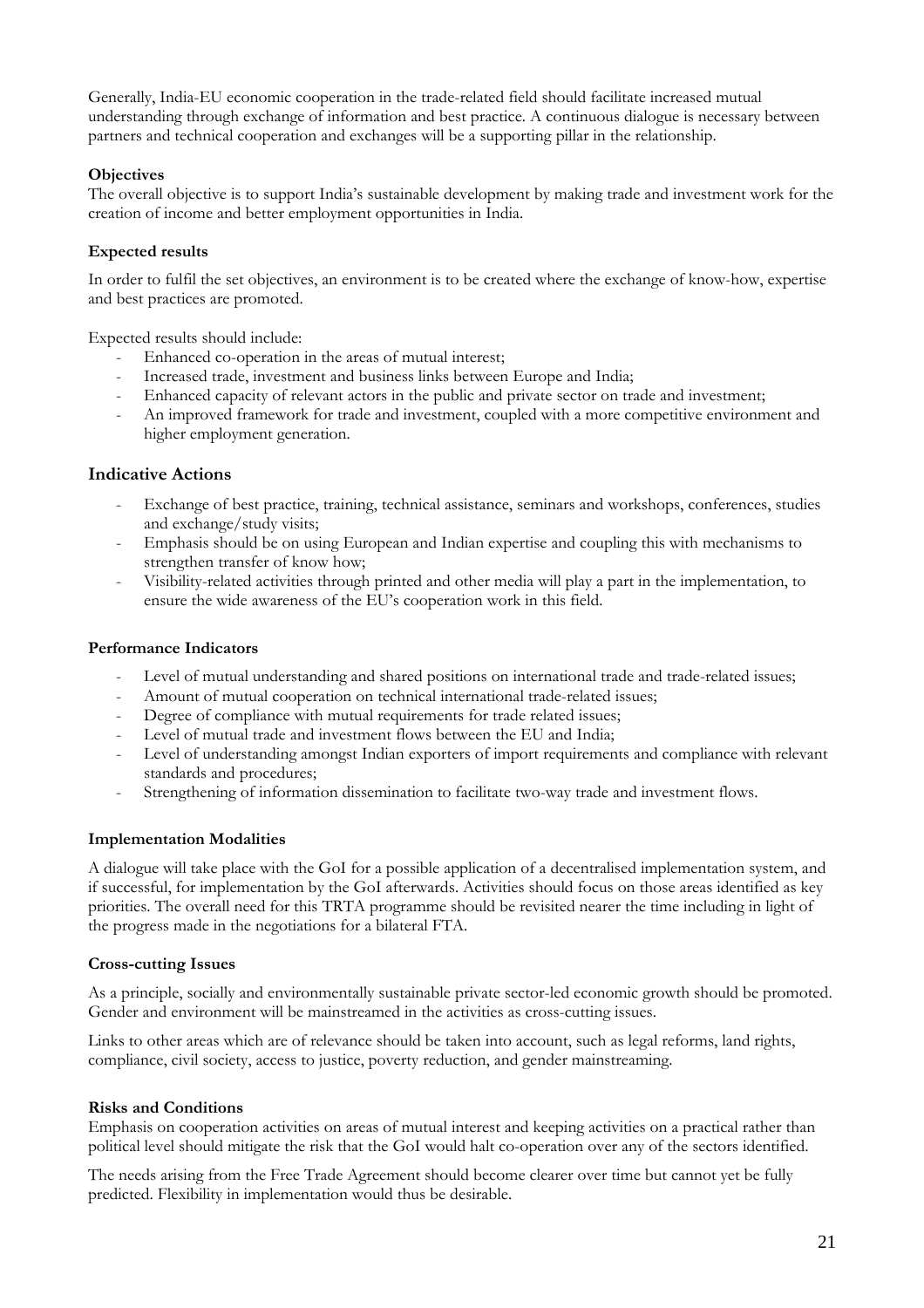Generally, India-EU economic cooperation in the trade-related field should facilitate increased mutual understanding through exchange of information and best practice. A continuous dialogue is necessary between partners and technical cooperation and exchanges will be a supporting pillar in the relationship.

**Objectives**

The overall objective is to support India's sustainable development by making trade and investment work for the creation of income and better employment opportunities in India.

**Expected results**

In order to fulfil the set objectives, an environment is to be created where the exchange of know-how, expertise and best practices are promoted.

Expected results should include:

- Enhanced co-operation in the areas of mutual interest;
- Increased trade, investment and business links between Europe and India;
- Enhanced capacity of relevant actors in the public and private sector on trade and investment;
- An improved framework for trade and investment, coupled with a more competitive environment and higher employment generation.

## Indicative Actions

- Exchange of best practice, training, technical assistance, seminars and workshops, conferences, studies and exchange/study visits;
- Emphasis should be on using European and Indian expertise and coupling this with mechanisms to strengthen transfer of know how;
- Visibility-related activities through printed and other media will play a part in the implementation, to ensure the wide awareness of the EU's cooperation work in this field.

**Performance Indicators**

- Level of mutual understanding and shared positions on international trade and trade-related issues;
- Amount of mutual cooperation on technical international trade-related issues;
- Degree of compliance with mutual requirements for trade related issues;
- Level of mutual trade and investment flows between the EU and India;
- Level of understanding amongst Indian exporters of import requirements and compliance with relevant standards and procedures;
- Strengthening of information dissemination to facilitate two-way trade and investment flows.

**Implementation Modalities**

A dialogue will take place with the GoI for a possible application of a decentralised implementation system, and if successful, for implementation by the GoI afterwards. Activities should focus on those areas identified as key priorities. The overall need for this TRTA programme should be revisited nearer the time including in light of the progress made in the negotiations for a bilateral FTA.

**Cross-cutting Issues**

As a principle, socially and environmentally sustainable private sector-led economic growth should be promoted. Gender and environment will be mainstreamed in the activities as cross-cutting issues.

Links to other areas which are of relevance should be taken into account, such as legal reforms, land rights, compliance, civil society, access to justice, poverty reduction, and gender mainstreaming.

**Risks and Conditions**

Emphasis on cooperation activities on areas of mutual interest and keeping activities on a practical rather than political level should mitigate the risk that the GoI would halt co-operation over any of the sectors identified.

The needs arising from the Free Trade Agreement should become clearer over time but cannot yet be fully predicted. Flexibility in implementation would thus be desirable.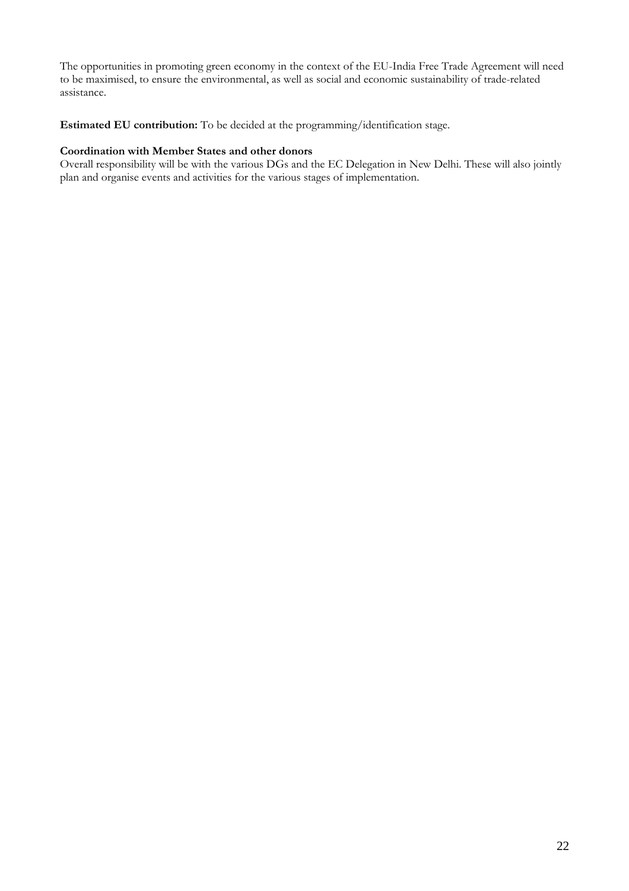The opportunities in promoting green economy in the context of the EU-India Free Trade Agreement will need to be maximised, to ensure the environmental, as well as social and economic sustainability of trade-related assistance.

**Estimated EU contribution:** To be decided at the programming/identification stage.

**Coordination with Member States and other donors**

Overall responsibility will be with the various DGs and the EC Delegation in New Delhi. These will also jointly plan and organise events and activities for the various stages of implementation.